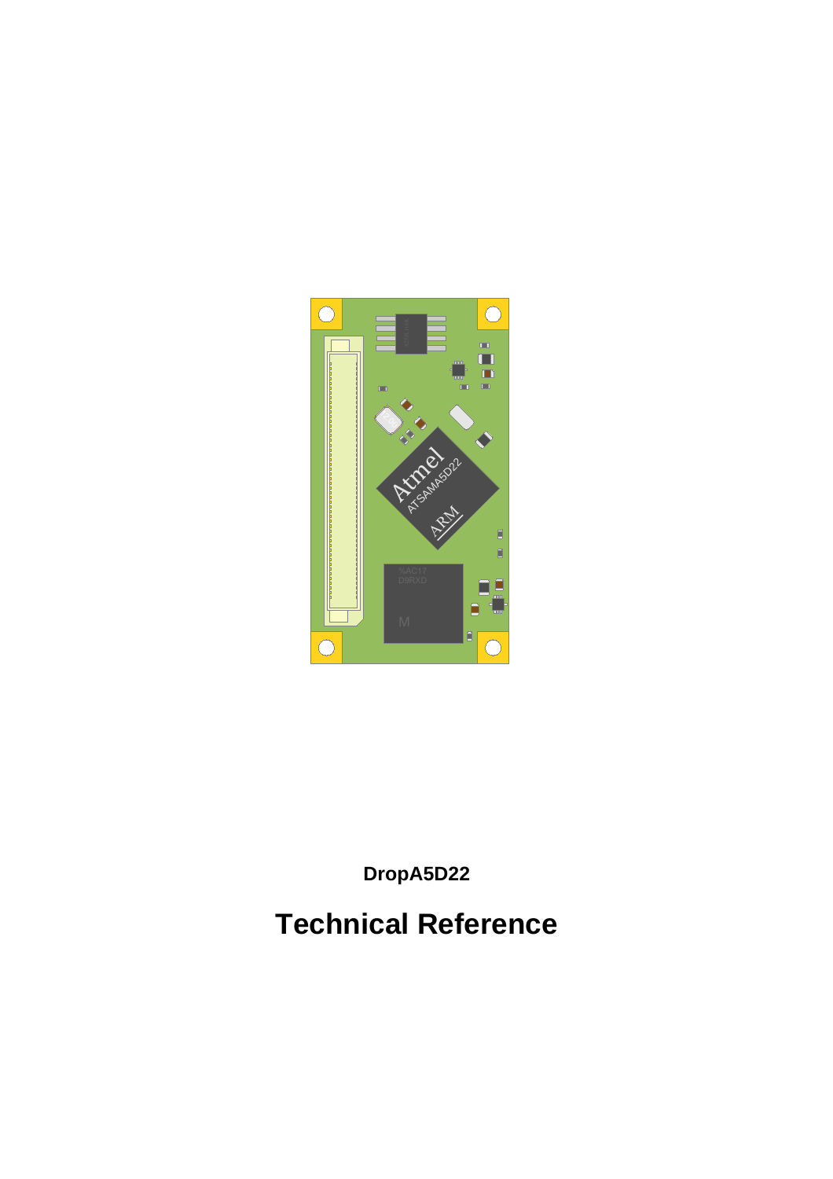**DropA5D22**

# Technical Reference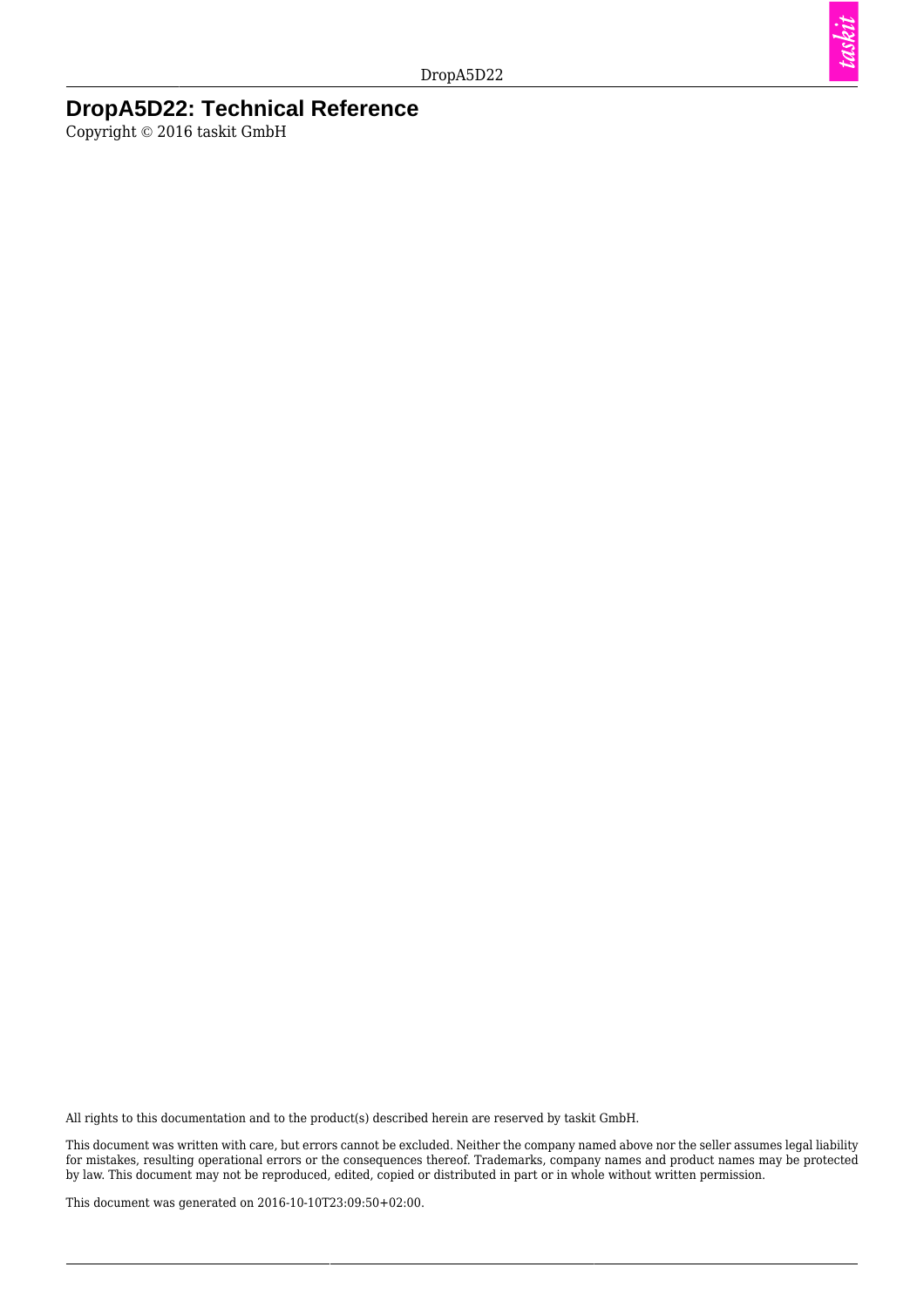# DropA5D22: Technical Reference

Copyright © 2016 taskit GmbH

All rights to this documentation and to the product(s) described herein are reserved by taskit GmbH.

This document was written with care, but errors cannot be excluded. Neither the company named above nor the seller assumes legal liability for mistakes, resulting operational errors or the consequences thereof. Trademarks, company names and product names may be protected by law. This document may not be reproduced, edited, copied or distributed in part or in whole without written permission.

This document was generated on 2016-10-10T23:09:50+02:00.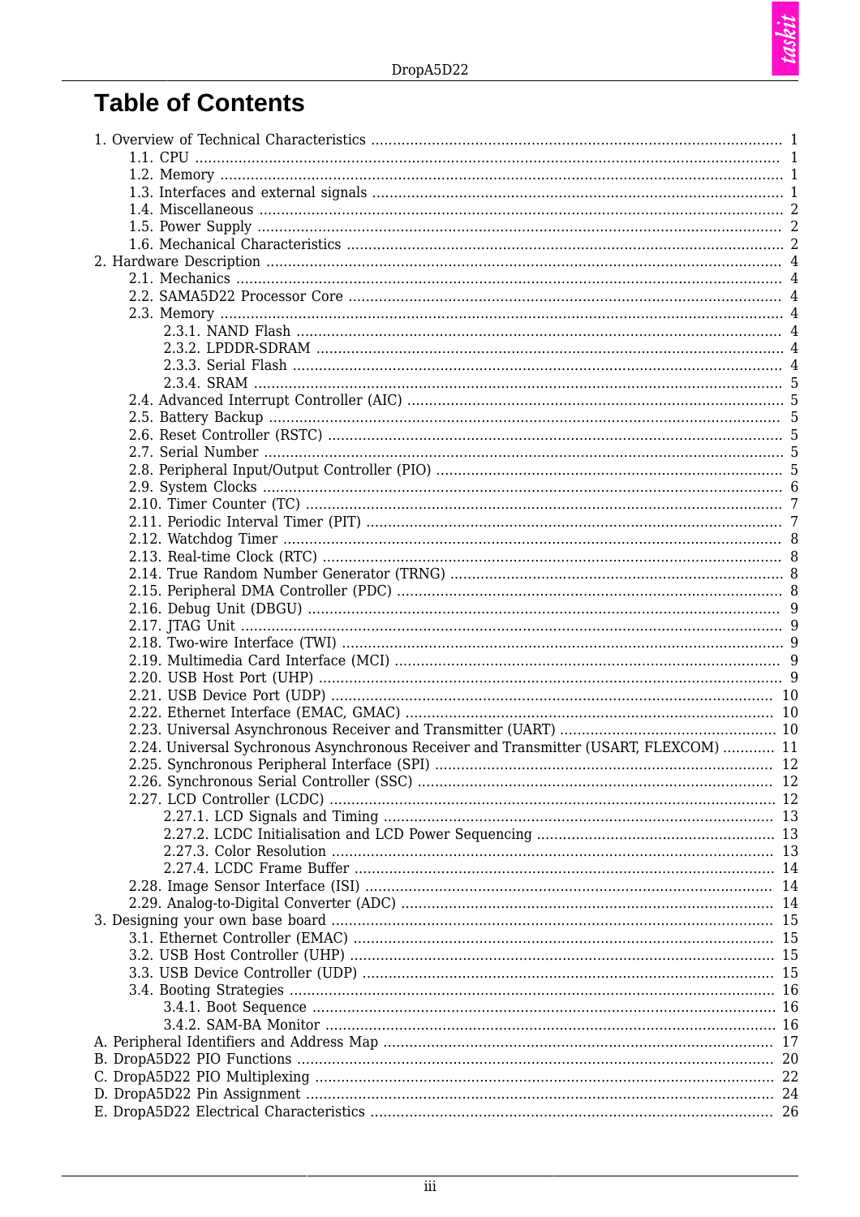# Table of Contents

1. Overview of Technical Characteristics ..... 1
    - 1.1. CPU ..... 1
    - 1.2. Memory ..... 1
    - 1.3. Interfaces and external signals ..... 1
    - 1.4. Miscellaneous ..... 2
    - 1.5. Power Supply ..... 2
    - 1.6. Mechanical Characteristics ..... 2
2. Hardware Description ..... 4
    - 2.1. Mechanics ..... 4
    - 2.2. SAMA5D22 Processor Core ..... 4
    - 2.3. Memory ..... 4
        - 2.3.1. NAND Flash ..... 4
        - 2.3.2. LPDDR-SDRAM ..... 4
        - 2.3.3. Serial Flash ..... 4
        - 2.3.4. SRAM ..... 5
    - 2.4. Advanced Interrupt Controller (AIC) ..... 5
    - 2.5. Battery Backup ..... 5
    - 2.6. Reset Controller (RSTC) ..... 5
    - 2.7. Serial Number ..... 5
    - 2.8. Peripheral Input/Output Controller (PIO) ..... 5
    - 2.9. System Clocks ..... 6
    - 2.10. Timer Counter (TC) ..... 7
    - 2.11. Periodic Interval Timer (PIT) ..... 7
    - 2.12. Watchdog Timer ..... 8
    - 2.13. Real-time Clock (RTC) ..... 8
    - 2.14. True Random Number Generator (TRNG) ..... 8
    - 2.15. Peripheral DMA Controller (PDC) ..... 8
    - 2.16. Debug Unit (DBGU) ..... 9
    - 2.17. JTAG Unit ..... 9
    - 2.18. Two-wire Interface (TWI) ..... 9
    - 2.19. Multimedia Card Interface (MCI) ..... 9
    - 2.20. USB Host Port (UHP) ..... 9
    - 2.21. USB Device Port (UDP) ..... 10
    - 2.22. Ethernet Interface (EMAC, GMAC) ..... 10
    - 2.23. Universal Asynchronous Receiver and Transmitter (UART) ..... 10
    - 2.24. Universal Sychronous Asynchronous Receiver and Transmitter (USART, FLEXCOM) ..... 11
    - 2.25. Synchronous Peripheral Interface (SPI) ..... 12
    - 2.26. Synchronous Serial Controller (SSC) ..... 12
    - 2.27. LCD Controller (LCDC) ..... 12
        - 2.27.1. LCD Signals and Timing ..... 13
        - 2.27.2. LCDC Initialisation and LCD Power Sequencing ..... 13
        - 2.27.3. Color Resolution ..... 13
        - 2.27.4. LCDC Frame Buffer ..... 14
    - 2.28. Image Sensor Interface (ISI) ..... 14
    - 2.29. Analog-to-Digital Converter (ADC) ..... 14
3. Designing your own base board ..... 15
    - 3.1. Ethernet Controller (EMAC) ..... 15
    - 3.2. USB Host Controller (UHP) ..... 15
    - 3.3. USB Device Controller (UDP) ..... 15
    - 3.4. Booting Strategies ..... 16
        - 3.4.1. Boot Sequence ..... 16
        - 3.4.2. SAM-BA Monitor ..... 16

A. Peripheral Identifiers and Address Map ..... 17

B. DropA5D22 PIO Functions ..... 20

C. DropA5D22 PIO Multiplexing ..... 22

D. DropA5D22 Pin Assignment ..... 24

E. DropA5D22 Electrical Characteristics ..... 26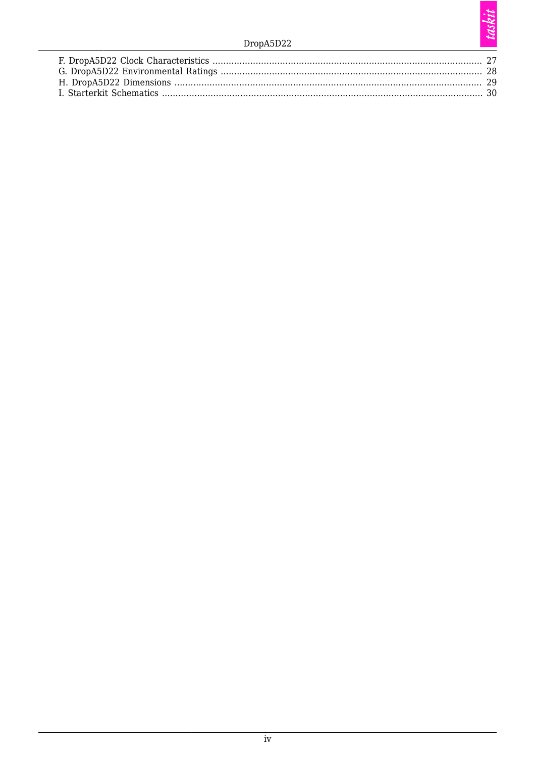F. DropA5D22 Clock Characteristics ..................................................................................................... 27
G. DropA5D22 Environmental Ratings ................................................................................................. 28
H. DropA5D22 Dimensions ................................................................................................................... 29
I. Starterkit Schematics ........................................................................................................................ 30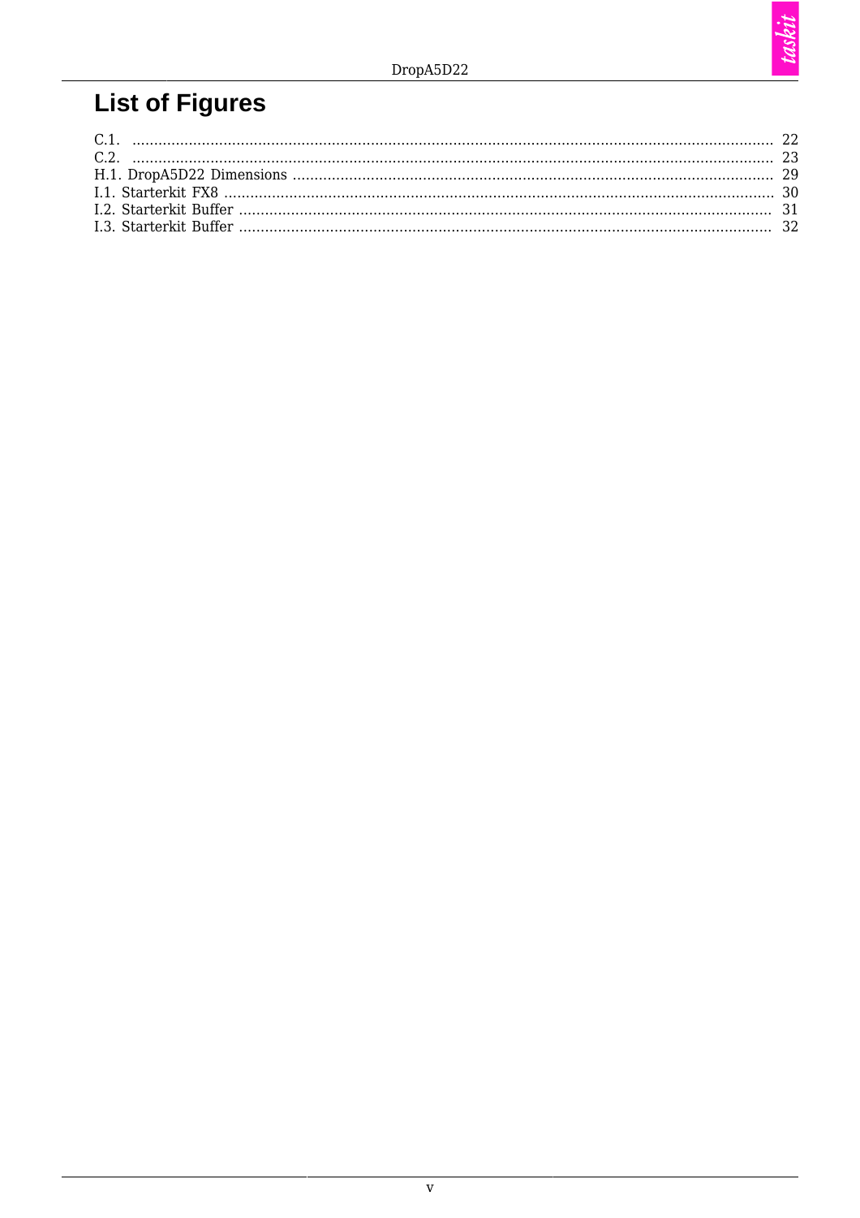# List of Figures

C.1. .................................................. 22
C.2. .................................................. 23
H.1. DropA5D22 Dimensions .................................................. 29
I.1. Starterkit FX8 .................................................. 30
I.2. Starterkit Buffer .................................................. 31
I.3. Starterkit Buffer .................................................. 32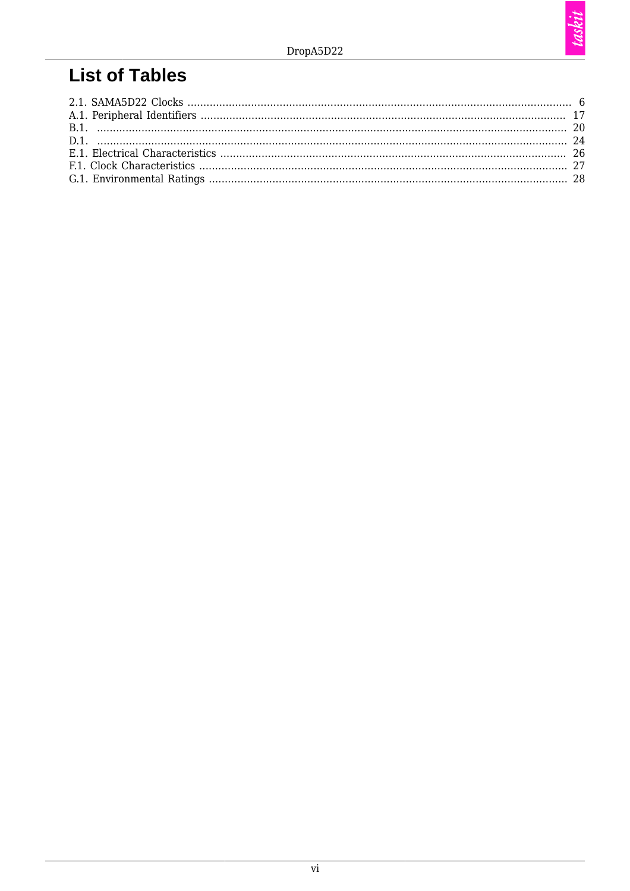# List of Tables

2.1. SAMA5D22 Clocks ........................................................................................................................ 6
A.1. Peripheral Identifiers .................................................................................................................. 17
B.1. .................................................................................................................................................. 20
D.1. .................................................................................................................................................. 24
E.1. Electrical Characteristics ............................................................................................................ 26
F.1. Clock Characteristics .................................................................................................................. 27
G.1. Environmental Ratings ................................................................................................................ 28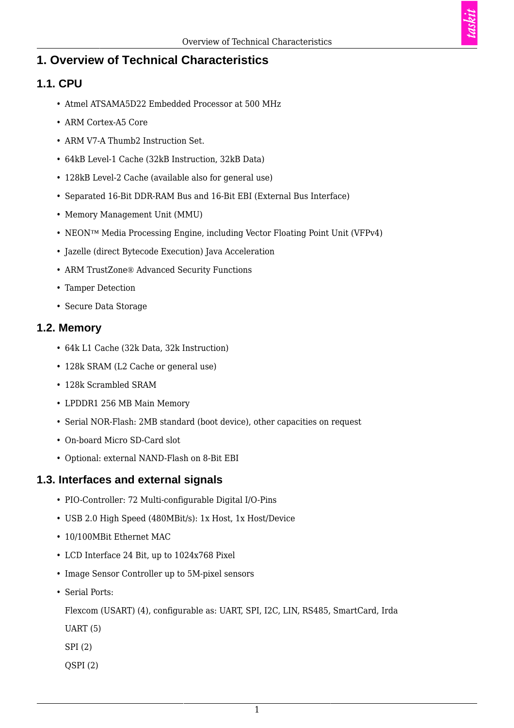# 1. Overview of Technical Characteristics

## 1.1. CPU

- Atmel ATSAMA5D22 Embedded Processor at 500 MHz
- ARM Cortex-A5 Core
- ARM V7-A Thumb2 Instruction Set.
- 64kB Level-1 Cache (32kB Instruction, 32kB Data)
- 128kB Level-2 Cache (available also for general use)
- Separated 16-Bit DDR-RAM Bus and 16-Bit EBI (External Bus Interface)
- Memory Management Unit (MMU)
- NEON™ Media Processing Engine, including Vector Floating Point Unit (VFPv4)
- Jazelle (direct Bytecode Execution) Java Acceleration
- ARM TrustZone® Advanced Security Functions
- Tamper Detection
- Secure Data Storage

## 1.2. Memory

- 64k L1 Cache (32k Data, 32k Instruction)
- 128k SRAM (L2 Cache or general use)
- 128k Scrambled SRAM
- LPDDR1 256 MB Main Memory
- Serial NOR-Flash: 2MB standard (boot device), other capacities on request
- On-board Micro SD-Card slot
- Optional: external NAND-Flash on 8-Bit EBI

## 1.3. Interfaces and external signals

- PIO-Controller: 72 Multi-configurable Digital I/O-Pins
- USB 2.0 High Speed (480MBit/s): 1x Host, 1x Host/Device
- 10/100MBit Ethernet MAC
- LCD Interface 24 Bit, up to 1024x768 Pixel
- Image Sensor Controller up to 5M-pixel sensors
- Serial Ports:

  Flexcom (USART) (4), configurable as: UART, SPI, I2C, LIN, RS485, SmartCard, Irda

  UART (5)

  SPI (2)

  QSPI (2)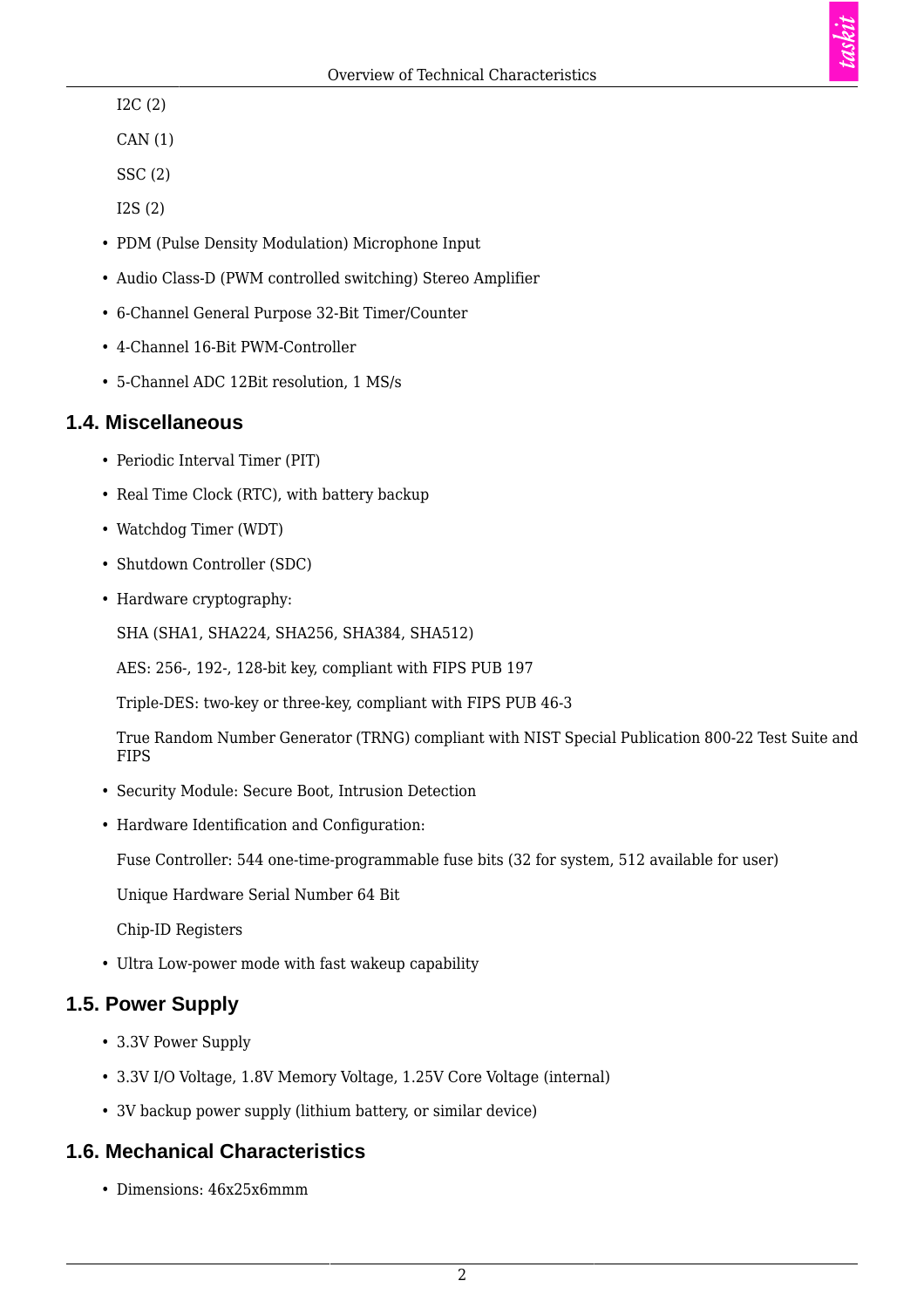I2C (2)

CAN (1)

SSC (2)

I2S (2)

- PDM (Pulse Density Modulation) Microphone Input
- Audio Class-D (PWM controlled switching) Stereo Amplifier
- 6-Channel General Purpose 32-Bit Timer/Counter
- 4-Channel 16-Bit PWM-Controller
- 5-Channel ADC 12Bit resolution, 1 MS/s

## 1.4. Miscellaneous

- Periodic Interval Timer (PIT)
- Real Time Clock (RTC), with battery backup
- Watchdog Timer (WDT)
- Shutdown Controller (SDC)
- Hardware cryptography:

  SHA (SHA1, SHA224, SHA256, SHA384, SHA512)

  AES: 256-, 192-, 128-bit key, compliant with FIPS PUB 197

  Triple-DES: two-key or three-key, compliant with FIPS PUB 46-3

  True Random Number Generator (TRNG) compliant with NIST Special Publication 800-22 Test Suite and FIPS
- Security Module: Secure Boot, Intrusion Detection
- Hardware Identification and Configuration:

  Fuse Controller: 544 one-time-programmable fuse bits (32 for system, 512 available for user)

  Unique Hardware Serial Number 64 Bit

  Chip-ID Registers
- Ultra Low-power mode with fast wakeup capability

## 1.5. Power Supply

- 3.3V Power Supply
- 3.3V I/O Voltage, 1.8V Memory Voltage, 1.25V Core Voltage (internal)
- 3V backup power supply (lithium battery, or similar device)

## 1.6. Mechanical Characteristics

- Dimensions: 46x25x6mmm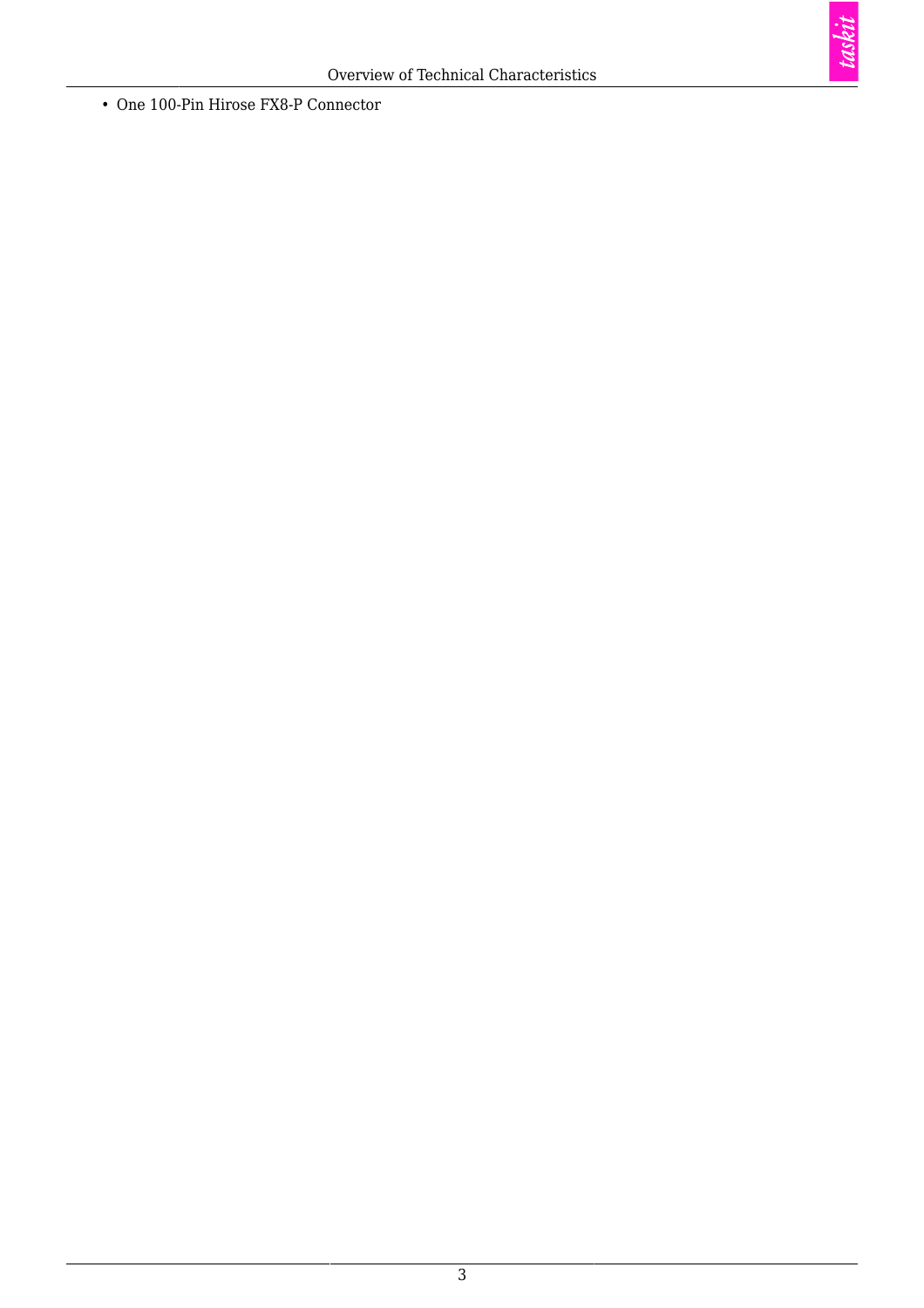- One 100-Pin Hirose FX8-P Connector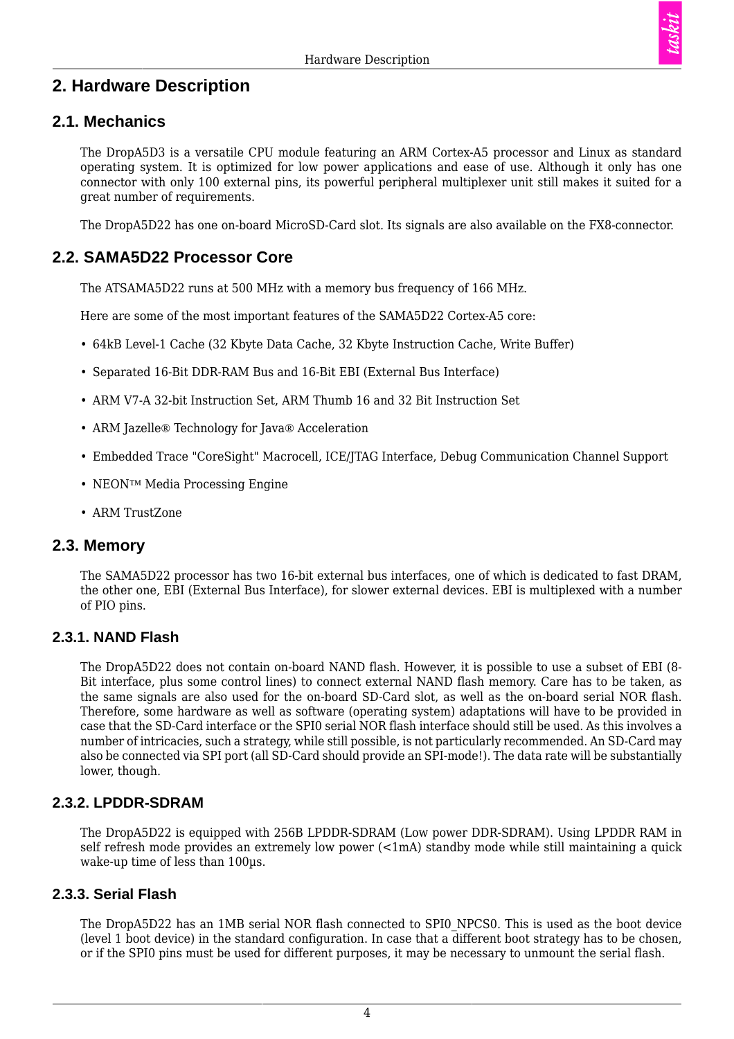# 2. Hardware Description

## 2.1. Mechanics

The DropA5D3 is a versatile CPU module featuring an ARM Cortex-A5 processor and Linux as standard operating system. It is optimized for low power applications and ease of use. Although it only has one connector with only 100 external pins, its powerful peripheral multiplexer unit still makes it suited for a great number of requirements.

The DropA5D22 has one on-board MicroSD-Card slot. Its signals are also available on the FX8-connector.

## 2.2. SAMA5D22 Processor Core

The ATSAMA5D22 runs at 500 MHz with a memory bus frequency of 166 MHz.

Here are some of the most important features of the SAMA5D22 Cortex-A5 core:

- 64kB Level-1 Cache (32 Kbyte Data Cache, 32 Kbyte Instruction Cache, Write Buffer)
- Separated 16-Bit DDR-RAM Bus and 16-Bit EBI (External Bus Interface)
- ARM V7-A 32-bit Instruction Set, ARM Thumb 16 and 32 Bit Instruction Set
- ARM Jazelle® Technology for Java® Acceleration
- Embedded Trace "CoreSight" Macrocell, ICE/JTAG Interface, Debug Communication Channel Support
- NEON™ Media Processing Engine
- ARM TrustZone

## 2.3. Memory

The SAMA5D22 processor has two 16-bit external bus interfaces, one of which is dedicated to fast DRAM, the other one, EBI (External Bus Interface), for slower external devices. EBI is multiplexed with a number of PIO pins.

### 2.3.1. NAND Flash

The DropA5D22 does not contain on-board NAND flash. However, it is possible to use a subset of EBI (8-Bit interface, plus some control lines) to connect external NAND flash memory. Care has to be taken, as the same signals are also used for the on-board SD-Card slot, as well as the on-board serial NOR flash. Therefore, some hardware as well as software (operating system) adaptations will have to be provided in case that the SD-Card interface or the SPI0 serial NOR flash interface should still be used. As this involves a number of intricacies, such a strategy, while still possible, is not particularly recommended. An SD-Card may also be connected via SPI port (all SD-Card should provide an SPI-mode!). The data rate will be substantially lower, though.

### 2.3.2. LPDDR-SDRAM

The DropA5D22 is equipped with 256B LPDDR-SDRAM (Low power DDR-SDRAM). Using LPDDR RAM in self refresh mode provides an extremely low power (<1mA) standby mode while still maintaining a quick wake-up time of less than 100µs.

### 2.3.3. Serial Flash

The DropA5D22 has an 1MB serial NOR flash connected to SPI0_NPCS0. This is used as the boot device (level 1 boot device) in the standard configuration. In case that a different boot strategy has to be chosen, or if the SPI0 pins must be used for different purposes, it may be necessary to unmount the serial flash.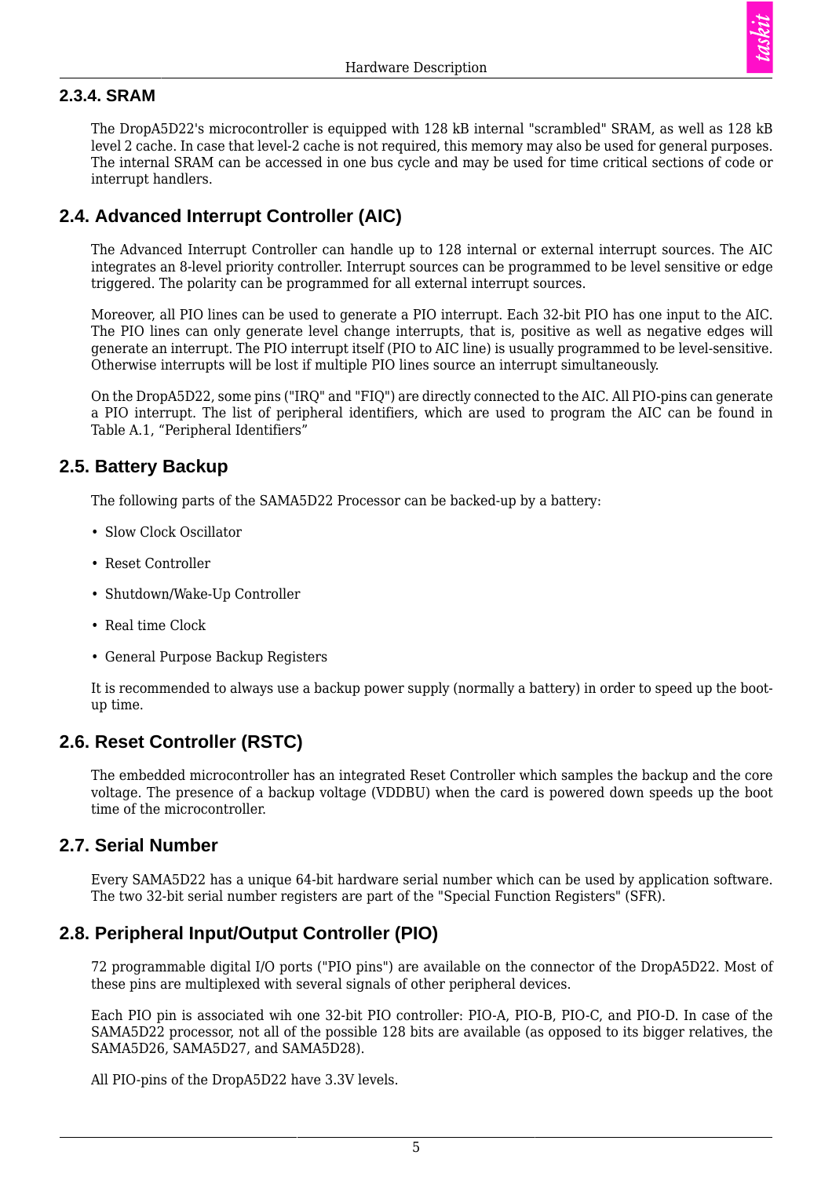### 2.3.4. SRAM

The DropA5D22's microcontroller is equipped with 128 kB internal "scrambled" SRAM, as well as 128 kB level 2 cache. In case that level-2 cache is not required, this memory may also be used for general purposes. The internal SRAM can be accessed in one bus cycle and may be used for time critical sections of code or interrupt handlers.

## 2.4. Advanced Interrupt Controller (AIC)

The Advanced Interrupt Controller can handle up to 128 internal or external interrupt sources. The AIC integrates an 8-level priority controller. Interrupt sources can be programmed to be level sensitive or edge triggered. The polarity can be programmed for all external interrupt sources.

Moreover, all PIO lines can be used to generate a PIO interrupt. Each 32-bit PIO has one input to the AIC. The PIO lines can only generate level change interrupts, that is, positive as well as negative edges will generate an interrupt. The PIO interrupt itself (PIO to AIC line) is usually programmed to be level-sensitive. Otherwise interrupts will be lost if multiple PIO lines source an interrupt simultaneously.

On the DropA5D22, some pins ("IRQ" and "FIQ") are directly connected to the AIC. All PIO-pins can generate a PIO interrupt. The list of peripheral identifiers, which are used to program the AIC can be found in Table A.1, “Peripheral Identifiers”

## 2.5. Battery Backup

The following parts of the SAMA5D22 Processor can be backed-up by a battery:

- Slow Clock Oscillator
- Reset Controller
- Shutdown/Wake-Up Controller
- Real time Clock
- General Purpose Backup Registers

It is recommended to always use a backup power supply (normally a battery) in order to speed up the boot-up time.

## 2.6. Reset Controller (RSTC)

The embedded microcontroller has an integrated Reset Controller which samples the backup and the core voltage. The presence of a backup voltage (VDDBU) when the card is powered down speeds up the boot time of the microcontroller.

## 2.7. Serial Number

Every SAMA5D22 has a unique 64-bit hardware serial number which can be used by application software. The two 32-bit serial number registers are part of the "Special Function Registers" (SFR).

## 2.8. Peripheral Input/Output Controller (PIO)

72 programmable digital I/O ports ("PIO pins") are available on the connector of the DropA5D22. Most of these pins are multiplexed with several signals of other peripheral devices.

Each PIO pin is associated wih one 32-bit PIO controller: PIO-A, PIO-B, PIO-C, and PIO-D. In case of the SAMA5D22 processor, not all of the possible 128 bits are available (as opposed to its bigger relatives, the SAMA5D26, SAMA5D27, and SAMA5D28).

All PIO-pins of the DropA5D22 have 3.3V levels.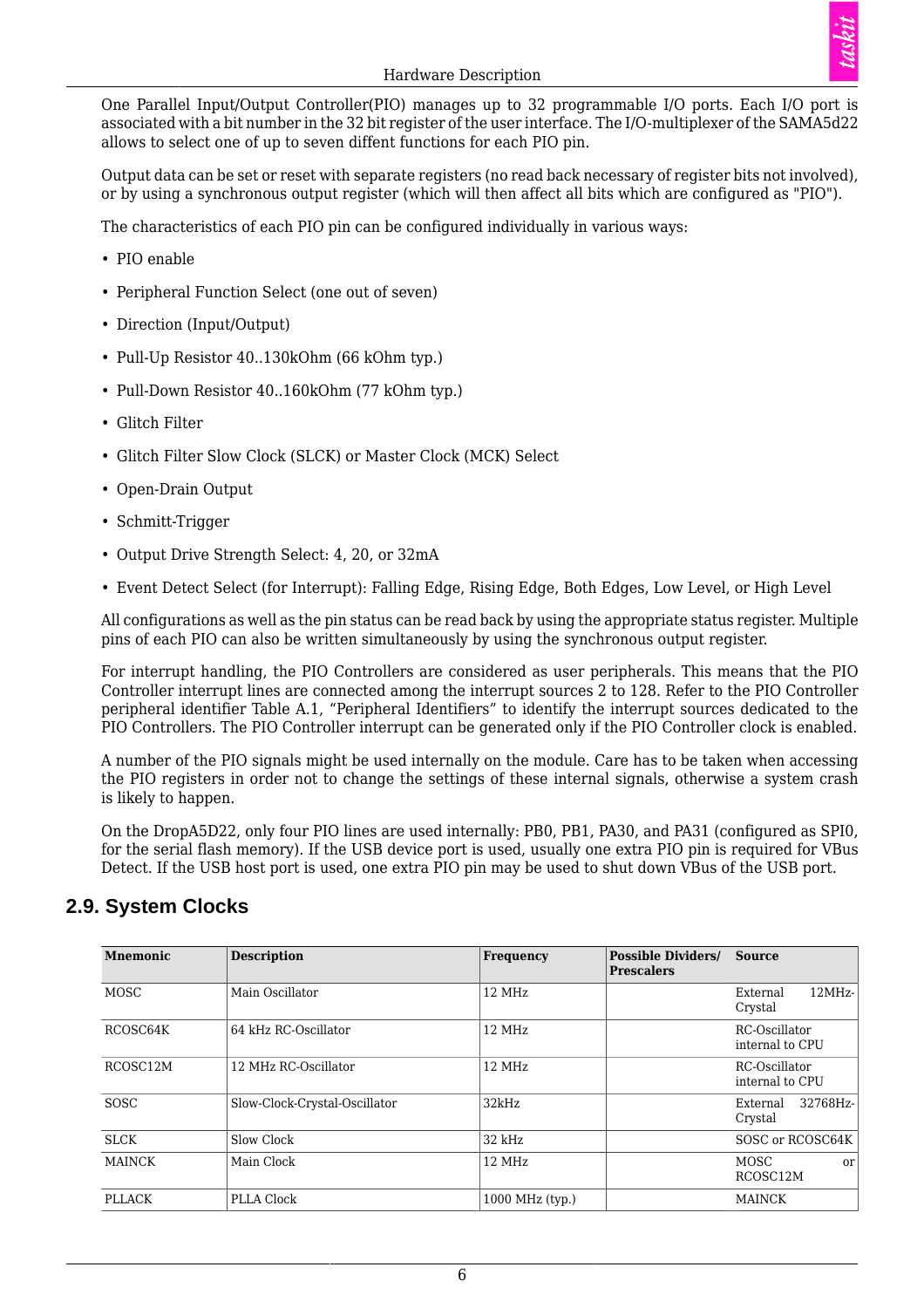One Parallel Input/Output Controller(PIO) manages up to 32 programmable I/O ports. Each I/O port is associated with a bit number in the 32 bit register of the user interface. The I/O-multiplexer of the SAMA5d22 allows to select one of up to seven diffent functions for each PIO pin.

Output data can be set or reset with separate registers (no read back necessary of register bits not involved), or by using a synchronous output register (which will then affect all bits which are configured as "PIO").

The characteristics of each PIO pin can be configured individually in various ways:

- PIO enable
- Peripheral Function Select (one out of seven)
- Direction (Input/Output)
- Pull-Up Resistor 40..130kOhm (66 kOhm typ.)
- Pull-Down Resistor 40..160kOhm (77 kOhm typ.)
- Glitch Filter
- Glitch Filter Slow Clock (SLCK) or Master Clock (MCK) Select
- Open-Drain Output
- Schmitt-Trigger
- Output Drive Strength Select: 4, 20, or 32mA
- Event Detect Select (for Interrupt): Falling Edge, Rising Edge, Both Edges, Low Level, or High Level

All configurations as well as the pin status can be read back by using the appropriate status register. Multiple pins of each PIO can also be written simultaneously by using the synchronous output register.

For interrupt handling, the PIO Controllers are considered as user peripherals. This means that the PIO Controller interrupt lines are connected among the interrupt sources 2 to 128. Refer to the PIO Controller peripheral identifier Table A.1, “Peripheral Identifiers” to identify the interrupt sources dedicated to the PIO Controllers. The PIO Controller interrupt can be generated only if the PIO Controller clock is enabled.

A number of the PIO signals might be used internally on the module. Care has to be taken when accessing the PIO registers in order not to change the settings of these internal signals, otherwise a system crash is likely to happen.

On the DropA5D22, only four PIO lines are used internally: PB0, PB1, PA30, and PA31 (configured as SPI0, for the serial flash memory). If the USB device port is used, usually one extra PIO pin is required for VBus Detect. If the USB host port is used, one extra PIO pin may be used to shut down VBus of the USB port.

## 2.9. System Clocks

| Mnemonic | Description | Frequency | Possible Dividers/ Prescalers | Source |
|---|---|---|---|---|
| MOSC | Main Oscillator | 12 MHz | | External 12MHz-Crystal |
| RCOSC64K | 64 kHz RC-Oscillator | 12 MHz | | RC-Oscillator internal to CPU |
| RCOSC12M | 12 MHz RC-Oscillator | 12 MHz | | RC-Oscillator internal to CPU |
| SOSC | Slow-Clock-Crystal-Oscillator | 32kHz | | External 32768Hz-Crystal |
| SLCK | Slow Clock | 32 kHz | | SOSC or RCOSC64K |
| MAINCK | Main Clock | 12 MHz | | MOSC or RCOSC12M |
| PLLACK | PLLA Clock | 1000 MHz (typ.) | | MAINCK |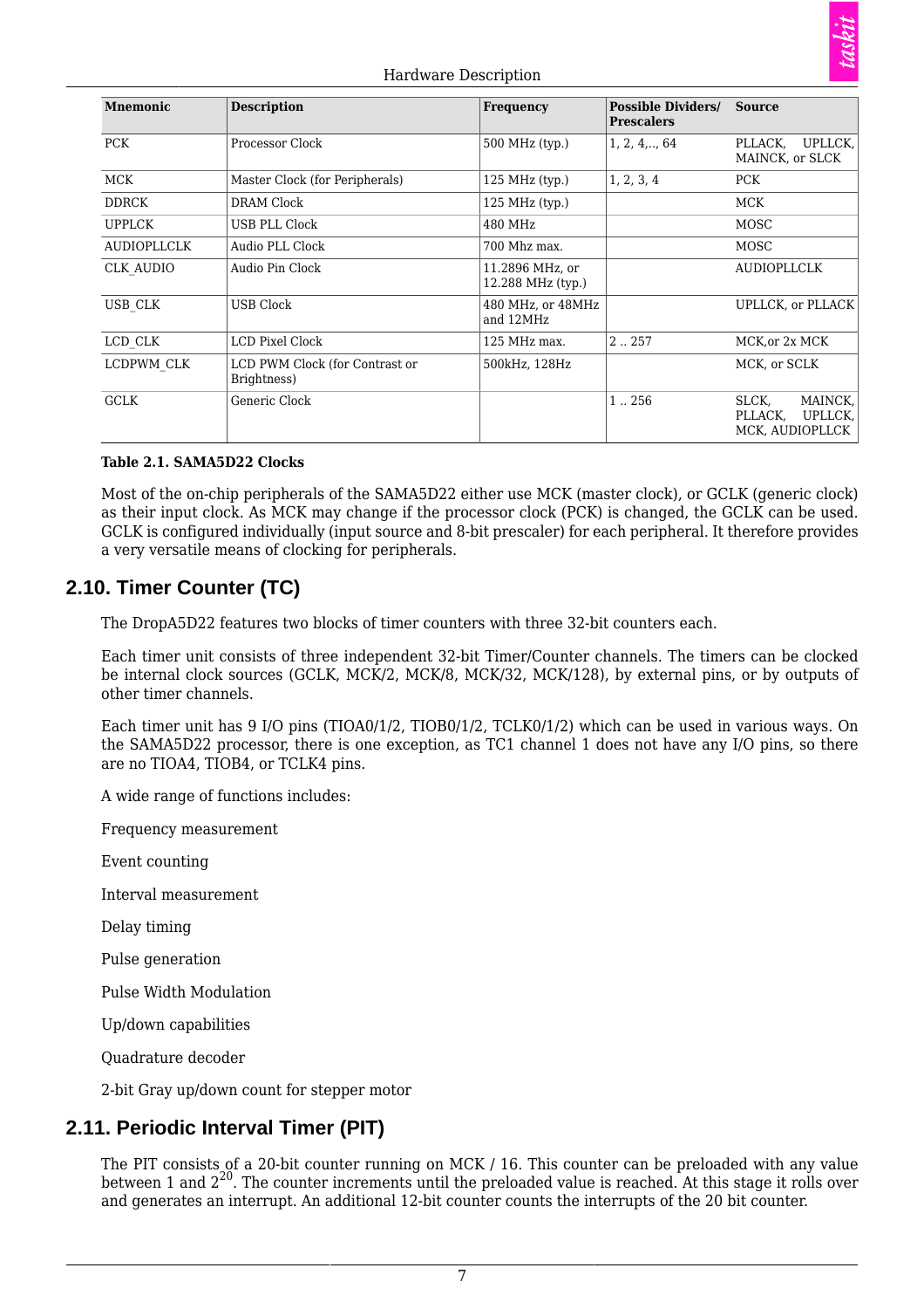| Mnemonic | Description | Frequency | Possible Dividers/ Prescalers | Source |
|---|---|---|---|---|
| PCK | Processor Clock | 500 MHz (typ.) | 1, 2, 4,.., 64 | PLLACK, UPLLCK, MAINCK, or SLCK |
| MCK | Master Clock (for Peripherals) | 125 MHz (typ.) | 1, 2, 3, 4 | PCK |
| DDRCK | DRAM Clock | 125 MHz (typ.) | | MCK |
| UPPLCK | USB PLL Clock | 480 MHz | | MOSC |
| AUDIOPLLCLK | Audio PLL Clock | 700 Mhz max. | | MOSC |
| CLK_AUDIO | Audio Pin Clock | 11.2896 MHz, or 12.288 MHz (typ.) | | AUDIOPLLCLK |
| USB_CLK | USB Clock | 480 MHz, or 48MHz and 12MHz | | UPLLCK, or PLLACK |
| LCD_CLK | LCD Pixel Clock | 125 MHz max. | 2 .. 257 | MCK,or 2x MCK |
| LCDPWM_CLK | LCD PWM Clock (for Contrast or Brightness) | 500kHz, 128Hz | | MCK, or SCLK |
| GCLK | Generic Clock | | 1 .. 256 | SLCK, MAINCK, PLLACK, UPLLCK, MCK, AUDIOPLLCK |

**Table 2.1. SAMA5D22 Clocks**

Most of the on-chip peripherals of the SAMA5D22 either use MCK (master clock), or GCLK (generic clock) as their input clock. As MCK may change if the processor clock (PCK) is changed, the GCLK can be used. GCLK is configured individually (input source and 8-bit prescaler) for each peripheral. It therefore provides a very versatile means of clocking for peripherals.

## 2.10. Timer Counter (TC)

The DropA5D22 features two blocks of timer counters with three 32-bit counters each.

Each timer unit consists of three independent 32-bit Timer/Counter channels. The timers can be clocked be internal clock sources (GCLK, MCK/2, MCK/8, MCK/32, MCK/128), by external pins, or by outputs of other timer channels.

Each timer unit has 9 I/O pins (TIOA0/1/2, TIOB0/1/2, TCLK0/1/2) which can be used in various ways. On the SAMA5D22 processor, there is one exception, as TC1 channel 1 does not have any I/O pins, so there are no TIOA4, TIOB4, or TCLK4 pins.

A wide range of functions includes:

Frequency measurement

Event counting

Interval measurement

Delay timing

Pulse generation

Pulse Width Modulation

Up/down capabilities

Quadrature decoder

2-bit Gray up/down count for stepper motor

## 2.11. Periodic Interval Timer (PIT)

The PIT consists of a 20-bit counter running on MCK / 16. This counter can be preloaded with any value between 1 and $2^{20}$. The counter increments until the preloaded value is reached. At this stage it rolls over and generates an interrupt. An additional 12-bit counter counts the interrupts of the 20 bit counter.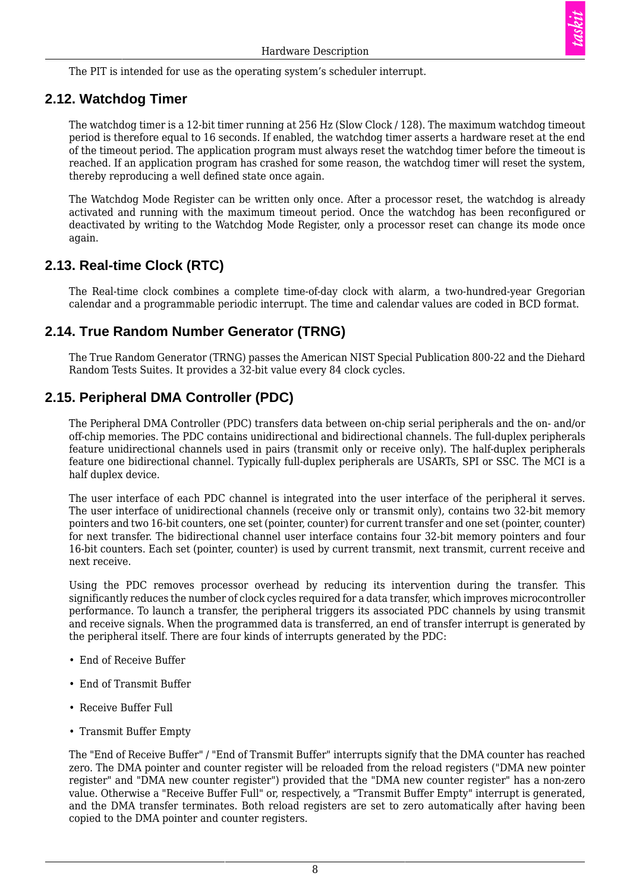The PIT is intended for use as the operating system's scheduler interrupt.

## 2.12. Watchdog Timer

The watchdog timer is a 12-bit timer running at 256 Hz (Slow Clock / 128). The maximum watchdog timeout period is therefore equal to 16 seconds. If enabled, the watchdog timer asserts a hardware reset at the end of the timeout period. The application program must always reset the watchdog timer before the timeout is reached. If an application program has crashed for some reason, the watchdog timer will reset the system, thereby reproducing a well defined state once again.

The Watchdog Mode Register can be written only once. After a processor reset, the watchdog is already activated and running with the maximum timeout period. Once the watchdog has been reconfigured or deactivated by writing to the Watchdog Mode Register, only a processor reset can change its mode once again.

## 2.13. Real-time Clock (RTC)

The Real-time clock combines a complete time-of-day clock with alarm, a two-hundred-year Gregorian calendar and a programmable periodic interrupt. The time and calendar values are coded in BCD format.

## 2.14. True Random Number Generator (TRNG)

The True Random Generator (TRNG) passes the American NIST Special Publication 800-22 and the Diehard Random Tests Suites. It provides a 32-bit value every 84 clock cycles.

## 2.15. Peripheral DMA Controller (PDC)

The Peripheral DMA Controller (PDC) transfers data between on-chip serial peripherals and the on- and/or off-chip memories. The PDC contains unidirectional and bidirectional channels. The full-duplex peripherals feature unidirectional channels used in pairs (transmit only or receive only). The half-duplex peripherals feature one bidirectional channel. Typically full-duplex peripherals are USARTs, SPI or SSC. The MCI is a half duplex device.

The user interface of each PDC channel is integrated into the user interface of the peripheral it serves. The user interface of unidirectional channels (receive only or transmit only), contains two 32-bit memory pointers and two 16-bit counters, one set (pointer, counter) for current transfer and one set (pointer, counter) for next transfer. The bidirectional channel user interface contains four 32-bit memory pointers and four 16-bit counters. Each set (pointer, counter) is used by current transmit, next transmit, current receive and next receive.

Using the PDC removes processor overhead by reducing its intervention during the transfer. This significantly reduces the number of clock cycles required for a data transfer, which improves microcontroller performance. To launch a transfer, the peripheral triggers its associated PDC channels by using transmit and receive signals. When the programmed data is transferred, an end of transfer interrupt is generated by the peripheral itself. There are four kinds of interrupts generated by the PDC:

- End of Receive Buffer
- End of Transmit Buffer
- Receive Buffer Full
- Transmit Buffer Empty

The "End of Receive Buffer" / "End of Transmit Buffer" interrupts signify that the DMA counter has reached zero. The DMA pointer and counter register will be reloaded from the reload registers ("DMA new pointer register" and "DMA new counter register") provided that the "DMA new counter register" has a non-zero value. Otherwise a "Receive Buffer Full" or, respectively, a "Transmit Buffer Empty" interrupt is generated, and the DMA transfer terminates. Both reload registers are set to zero automatically after having been copied to the DMA pointer and counter registers.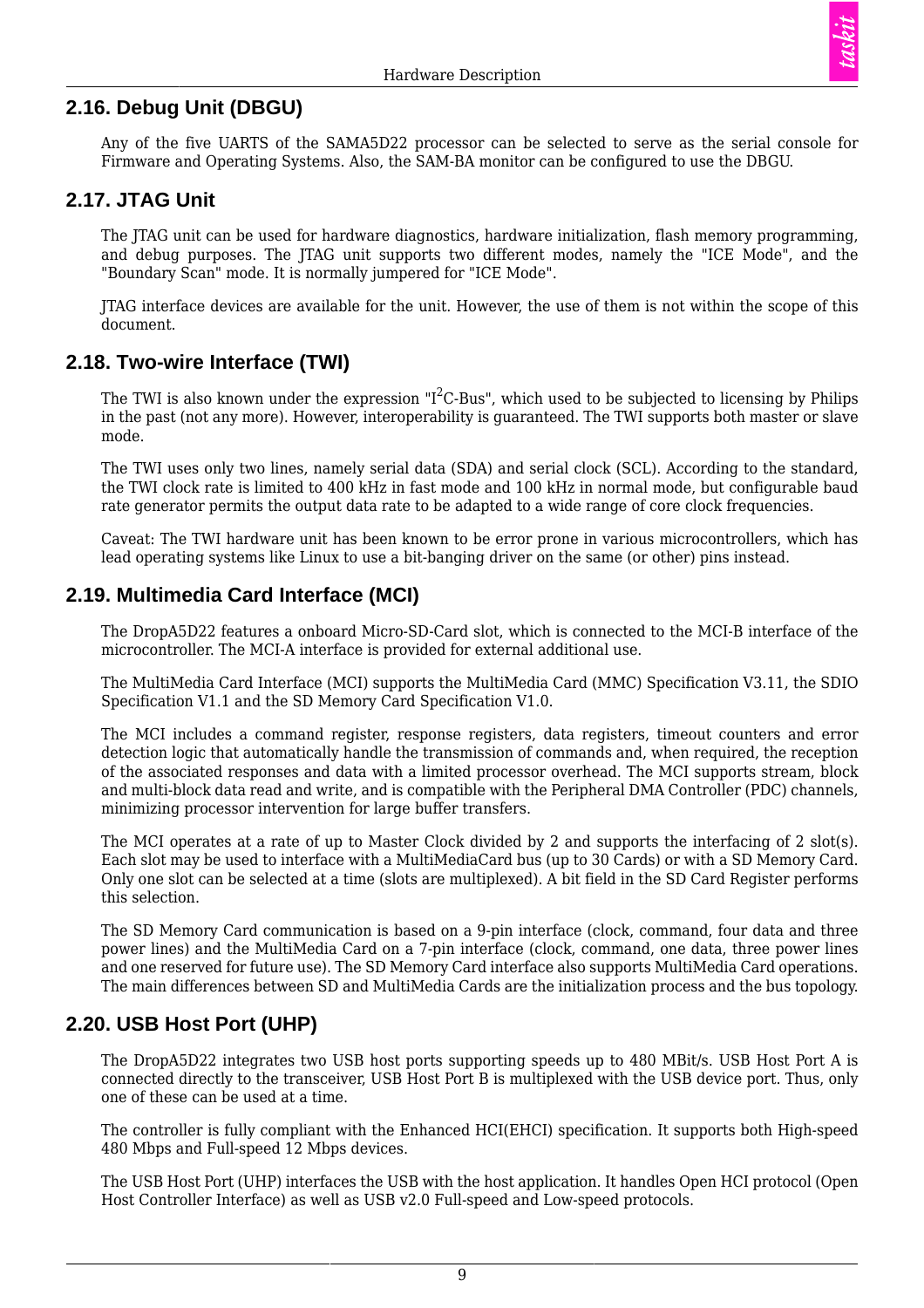## 2.16. Debug Unit (DBGU)

Any of the five UARTS of the SAMA5D22 processor can be selected to serve as the serial console for Firmware and Operating Systems. Also, the SAM-BA monitor can be configured to use the DBGU.

## 2.17. JTAG Unit

The JTAG unit can be used for hardware diagnostics, hardware initialization, flash memory programming, and debug purposes. The JTAG unit supports two different modes, namely the "ICE Mode", and the "Boundary Scan" mode. It is normally jumpered for "ICE Mode".

JTAG interface devices are available for the unit. However, the use of them is not within the scope of this document.

## 2.18. Two-wire Interface (TWI)

The TWI is also known under the expression "I$^2$C-Bus", which used to be subjected to licensing by Philips in the past (not any more). However, interoperability is guaranteed. The TWI supports both master or slave mode.

The TWI uses only two lines, namely serial data (SDA) and serial clock (SCL). According to the standard, the TWI clock rate is limited to 400 kHz in fast mode and 100 kHz in normal mode, but configurable baud rate generator permits the output data rate to be adapted to a wide range of core clock frequencies.

Caveat: The TWI hardware unit has been known to be error prone in various microcontrollers, which has lead operating systems like Linux to use a bit-banging driver on the same (or other) pins instead.

## 2.19. Multimedia Card Interface (MCI)

The DropA5D22 features a onboard Micro-SD-Card slot, which is connected to the MCI-B interface of the microcontroller. The MCI-A interface is provided for external additional use.

The MultiMedia Card Interface (MCI) supports the MultiMedia Card (MMC) Specification V3.11, the SDIO Specification V1.1 and the SD Memory Card Specification V1.0.

The MCI includes a command register, response registers, data registers, timeout counters and error detection logic that automatically handle the transmission of commands and, when required, the reception of the associated responses and data with a limited processor overhead. The MCI supports stream, block and multi-block data read and write, and is compatible with the Peripheral DMA Controller (PDC) channels, minimizing processor intervention for large buffer transfers.

The MCI operates at a rate of up to Master Clock divided by 2 and supports the interfacing of 2 slot(s). Each slot may be used to interface with a MultiMediaCard bus (up to 30 Cards) or with a SD Memory Card. Only one slot can be selected at a time (slots are multiplexed). A bit field in the SD Card Register performs this selection.

The SD Memory Card communication is based on a 9-pin interface (clock, command, four data and three power lines) and the MultiMedia Card on a 7-pin interface (clock, command, one data, three power lines and one reserved for future use). The SD Memory Card interface also supports MultiMedia Card operations. The main differences between SD and MultiMedia Cards are the initialization process and the bus topology.

## 2.20. USB Host Port (UHP)

The DropA5D22 integrates two USB host ports supporting speeds up to 480 MBit/s. USB Host Port A is connected directly to the transceiver, USB Host Port B is multiplexed with the USB device port. Thus, only one of these can be used at a time.

The controller is fully compliant with the Enhanced HCI(EHCI) specification. It supports both High-speed 480 Mbps and Full-speed 12 Mbps devices.

The USB Host Port (UHP) interfaces the USB with the host application. It handles Open HCI protocol (Open Host Controller Interface) as well as USB v2.0 Full-speed and Low-speed protocols.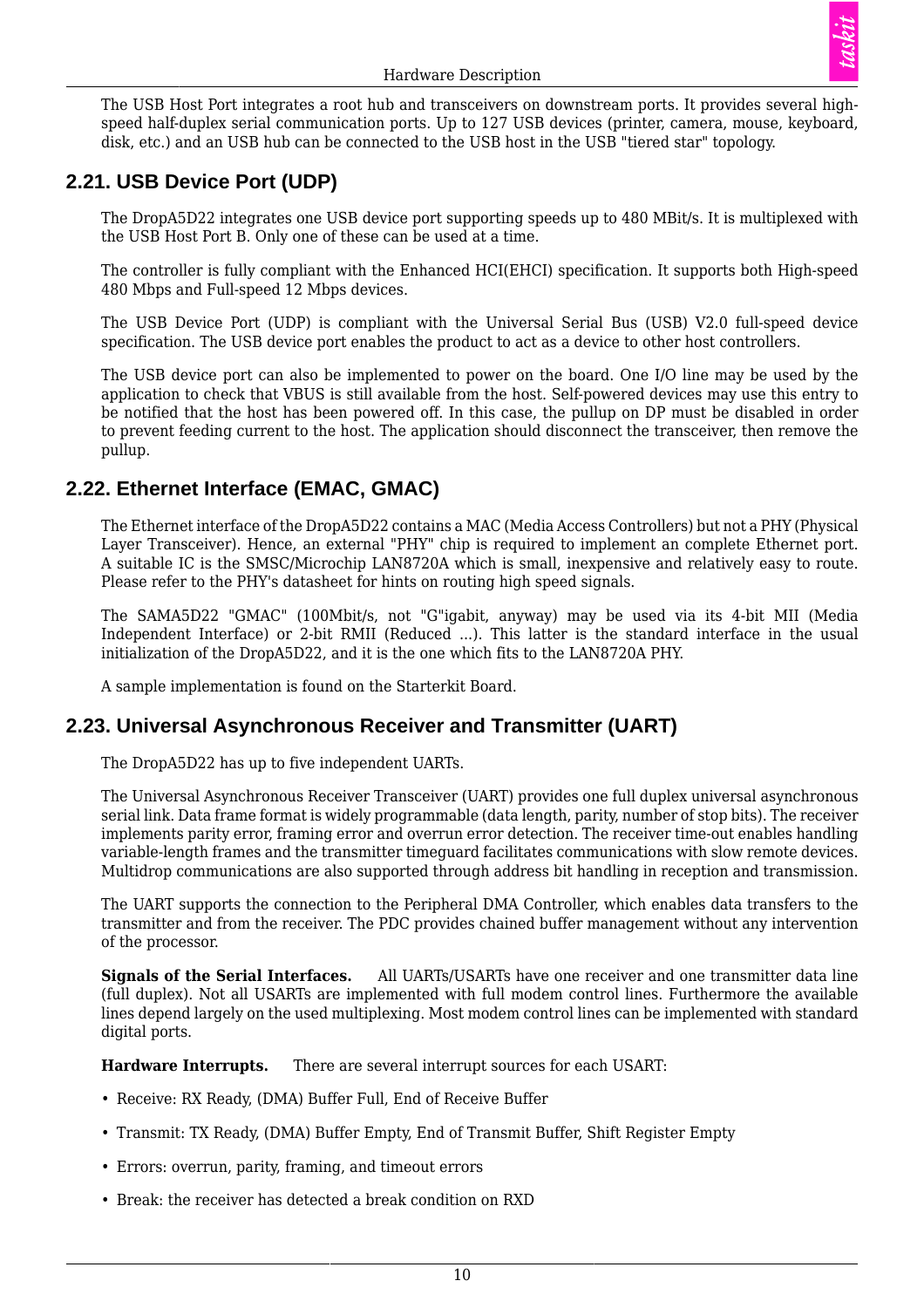The USB Host Port integrates a root hub and transceivers on downstream ports. It provides several high-speed half-duplex serial communication ports. Up to 127 USB devices (printer, camera, mouse, keyboard, disk, etc.) and an USB hub can be connected to the USB host in the USB "tiered star" topology.

## 2.21. USB Device Port (UDP)

The DropA5D22 integrates one USB device port supporting speeds up to 480 MBit/s. It is multiplexed with the USB Host Port B. Only one of these can be used at a time.

The controller is fully compliant with the Enhanced HCI(EHCI) specification. It supports both High-speed 480 Mbps and Full-speed 12 Mbps devices.

The USB Device Port (UDP) is compliant with the Universal Serial Bus (USB) V2.0 full-speed device specification. The USB device port enables the product to act as a device to other host controllers.

The USB device port can also be implemented to power on the board. One I/O line may be used by the application to check that VBUS is still available from the host. Self-powered devices may use this entry to be notified that the host has been powered off. In this case, the pullup on DP must be disabled in order to prevent feeding current to the host. The application should disconnect the transceiver, then remove the pullup.

## 2.22. Ethernet Interface (EMAC, GMAC)

The Ethernet interface of the DropA5D22 contains a MAC (Media Access Controllers) but not a PHY (Physical Layer Transceiver). Hence, an external "PHY" chip is required to implement an complete Ethernet port. A suitable IC is the SMSC/Microchip LAN8720A which is small, inexpensive and relatively easy to route. Please refer to the PHY's datasheet for hints on routing high speed signals.

The SAMA5D22 "GMAC" (100Mbit/s, not "G"igabit, anyway) may be used via its 4-bit MII (Media Independent Interface) or 2-bit RMII (Reduced ...). This latter is the standard interface in the usual initialization of the DropA5D22, and it is the one which fits to the LAN8720A PHY.

A sample implementation is found on the Starterkit Board.

## 2.23. Universal Asynchronous Receiver and Transmitter (UART)

The DropA5D22 has up to five independent UARTs.

The Universal Asynchronous Receiver Transceiver (UART) provides one full duplex universal asynchronous serial link. Data frame format is widely programmable (data length, parity, number of stop bits). The receiver implements parity error, framing error and overrun error detection. The receiver time-out enables handling variable-length frames and the transmitter timeguard facilitates communications with slow remote devices. Multidrop communications are also supported through address bit handling in reception and transmission.

The UART supports the connection to the Peripheral DMA Controller, which enables data transfers to the transmitter and from the receiver. The PDC provides chained buffer management without any intervention of the processor.

**Signals of the Serial Interfaces.** All UARTs/USARTs have one receiver and one transmitter data line (full duplex). Not all USARTs are implemented with full modem control lines. Furthermore the available lines depend largely on the used multiplexing. Most modem control lines can be implemented with standard digital ports.

**Hardware Interrupts.** There are several interrupt sources for each USART:

- Receive: RX Ready, (DMA) Buffer Full, End of Receive Buffer
- Transmit: TX Ready, (DMA) Buffer Empty, End of Transmit Buffer, Shift Register Empty
- Errors: overrun, parity, framing, and timeout errors
- Break: the receiver has detected a break condition on RXD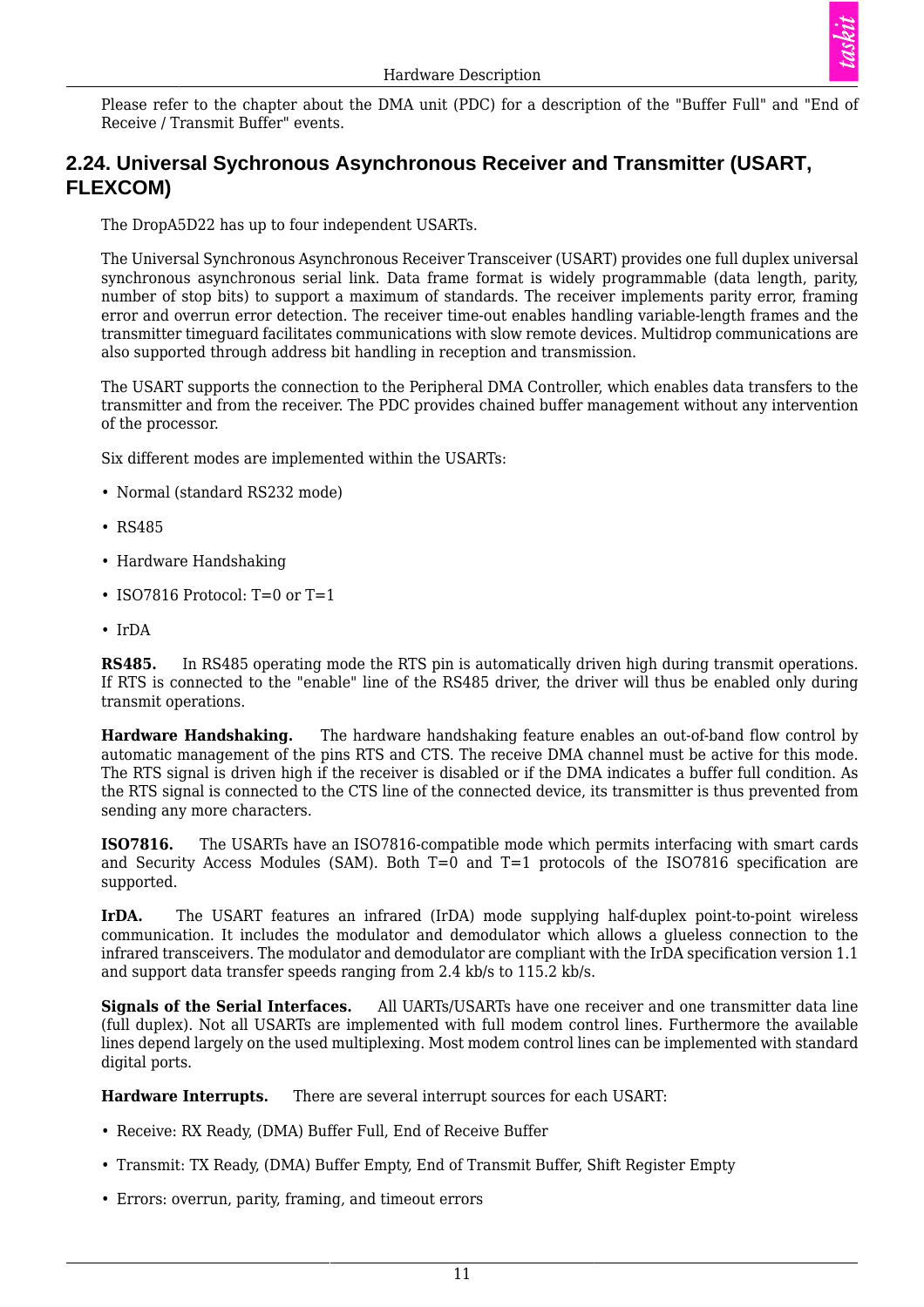Please refer to the chapter about the DMA unit (PDC) for a description of the "Buffer Full" and "End of Receive / Transmit Buffer" events.

## 2.24. Universal Sychronous Asynchronous Receiver and Transmitter (USART, FLEXCOM)

The DropA5D22 has up to four independent USARTs.

The Universal Synchronous Asynchronous Receiver Transceiver (USART) provides one full duplex universal synchronous asynchronous serial link. Data frame format is widely programmable (data length, parity, number of stop bits) to support a maximum of standards. The receiver implements parity error, framing error and overrun error detection. The receiver time-out enables handling variable-length frames and the transmitter timeguard facilitates communications with slow remote devices. Multidrop communications are also supported through address bit handling in reception and transmission.

The USART supports the connection to the Peripheral DMA Controller, which enables data transfers to the transmitter and from the receiver. The PDC provides chained buffer management without any intervention of the processor.

Six different modes are implemented within the USARTs:

- Normal (standard RS232 mode)
- RS485
- Hardware Handshaking
- ISO7816 Protocol: T=0 or T=1
- IrDA

**RS485.** In RS485 operating mode the RTS pin is automatically driven high during transmit operations. If RTS is connected to the "enable" line of the RS485 driver, the driver will thus be enabled only during transmit operations.

**Hardware Handshaking.** The hardware handshaking feature enables an out-of-band flow control by automatic management of the pins RTS and CTS. The receive DMA channel must be active for this mode. The RTS signal is driven high if the receiver is disabled or if the DMA indicates a buffer full condition. As the RTS signal is connected to the CTS line of the connected device, its transmitter is thus prevented from sending any more characters.

**ISO7816.** The USARTs have an ISO7816-compatible mode which permits interfacing with smart cards and Security Access Modules (SAM). Both T=0 and T=1 protocols of the ISO7816 specification are supported.

**IrDA.** The USART features an infrared (IrDA) mode supplying half-duplex point-to-point wireless communication. It includes the modulator and demodulator which allows a glueless connection to the infrared transceivers. The modulator and demodulator are compliant with the IrDA specification version 1.1 and support data transfer speeds ranging from 2.4 kb/s to 115.2 kb/s.

**Signals of the Serial Interfaces.** All UARTs/USARTs have one receiver and one transmitter data line (full duplex). Not all USARTs are implemented with full modem control lines. Furthermore the available lines depend largely on the used multiplexing. Most modem control lines can be implemented with standard digital ports.

**Hardware Interrupts.** There are several interrupt sources for each USART:

- Receive: RX Ready, (DMA) Buffer Full, End of Receive Buffer
- Transmit: TX Ready, (DMA) Buffer Empty, End of Transmit Buffer, Shift Register Empty
- Errors: overrun, parity, framing, and timeout errors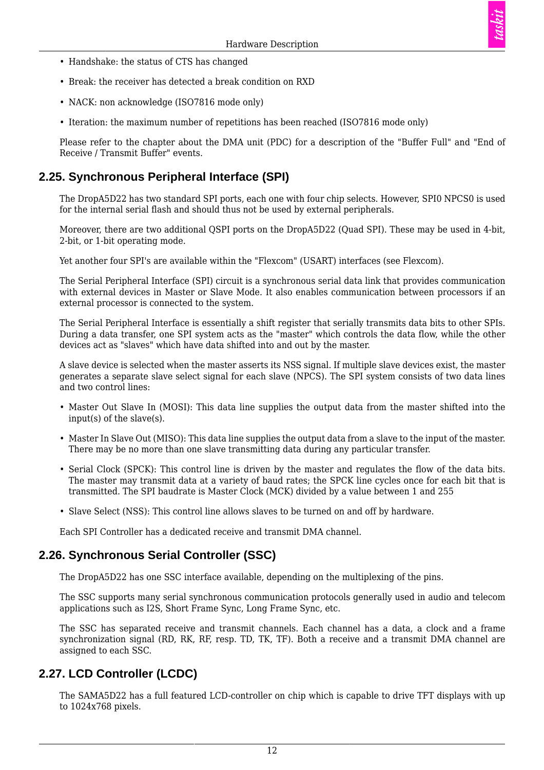- Handshake: the status of CTS has changed
- Break: the receiver has detected a break condition on RXD
- NACK: non acknowledge (ISO7816 mode only)
- Iteration: the maximum number of repetitions has been reached (ISO7816 mode only)

Please refer to the chapter about the DMA unit (PDC) for a description of the "Buffer Full" and "End of Receive / Transmit Buffer" events.

## 2.25. Synchronous Peripheral Interface (SPI)

The DropA5D22 has two standard SPI ports, each one with four chip selects. However, SPI0 NPCS0 is used for the internal serial flash and should thus not be used by external peripherals.

Moreover, there are two additional QSPI ports on the DropA5D22 (Quad SPI). These may be used in 4-bit, 2-bit, or 1-bit operating mode.

Yet another four SPI's are available within the "Flexcom" (USART) interfaces (see Flexcom).

The Serial Peripheral Interface (SPI) circuit is a synchronous serial data link that provides communication with external devices in Master or Slave Mode. It also enables communication between processors if an external processor is connected to the system.

The Serial Peripheral Interface is essentially a shift register that serially transmits data bits to other SPIs. During a data transfer, one SPI system acts as the "master" which controls the data flow, while the other devices act as "slaves" which have data shifted into and out by the master.

A slave device is selected when the master asserts its NSS signal. If multiple slave devices exist, the master generates a separate slave select signal for each slave (NPCS). The SPI system consists of two data lines and two control lines:

- Master Out Slave In (MOSI): This data line supplies the output data from the master shifted into the input(s) of the slave(s).
- Master In Slave Out (MISO): This data line supplies the output data from a slave to the input of the master. There may be no more than one slave transmitting data during any particular transfer.
- Serial Clock (SPCK): This control line is driven by the master and regulates the flow of the data bits. The master may transmit data at a variety of baud rates; the SPCK line cycles once for each bit that is transmitted. The SPI baudrate is Master Clock (MCK) divided by a value between 1 and 255
- Slave Select (NSS): This control line allows slaves to be turned on and off by hardware.

Each SPI Controller has a dedicated receive and transmit DMA channel.

## 2.26. Synchronous Serial Controller (SSC)

The DropA5D22 has one SSC interface available, depending on the multiplexing of the pins.

The SSC supports many serial synchronous communication protocols generally used in audio and telecom applications such as I2S, Short Frame Sync, Long Frame Sync, etc.

The SSC has separated receive and transmit channels. Each channel has a data, a clock and a frame synchronization signal (RD, RK, RF, resp. TD, TK, TF). Both a receive and a transmit DMA channel are assigned to each SSC.

## 2.27. LCD Controller (LCDC)

The SAMA5D22 has a full featured LCD-controller on chip which is capable to drive TFT displays with up to 1024x768 pixels.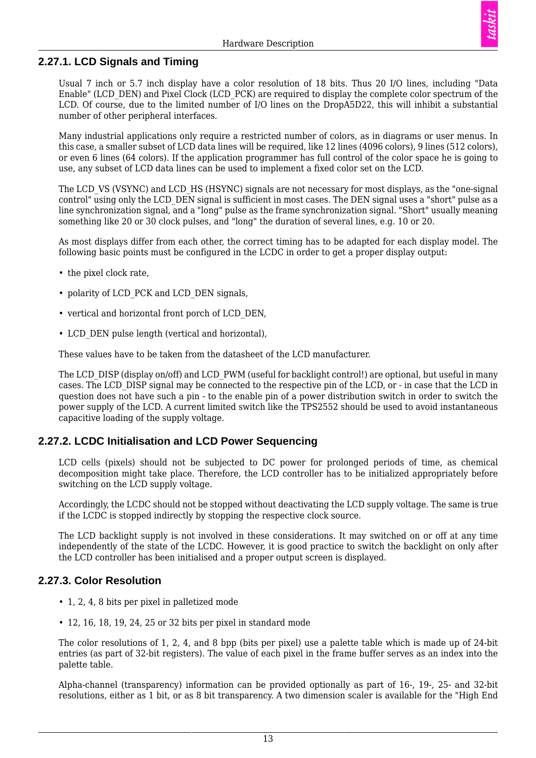### 2.27.1. LCD Signals and Timing

Usual 7 inch or 5.7 inch display have a color resolution of 18 bits. Thus 20 I/O lines, including "Data Enable" (LCD_DEN) and Pixel Clock (LCD_PCK) are required to display the complete color spectrum of the LCD. Of course, due to the limited number of I/O lines on the DropA5D22, this will inhibit a substantial number of other peripheral interfaces.

Many industrial applications only require a restricted number of colors, as in diagrams or user menus. In this case, a smaller subset of LCD data lines will be required, like 12 lines (4096 colors), 9 lines (512 colors), or even 6 lines (64 colors). If the application programmer has full control of the color space he is going to use, any subset of LCD data lines can be used to implement a fixed color set on the LCD.

The LCD_VS (VSYNC) and LCD_HS (HSYNC) signals are not necessary for most displays, as the "one-signal control" using only the LCD_DEN signal is sufficient in most cases. The DEN signal uses a "short" pulse as a line synchronization signal, and a "long" pulse as the frame synchronization signal. "Short" usually meaning something like 20 or 30 clock pulses, and "long" the duration of several lines, e.g. 10 or 20.

As most displays differ from each other, the correct timing has to be adapted for each display model. The following basic points must be configured in the LCDC in order to get a proper display output:

- the pixel clock rate,
- polarity of LCD_PCK and LCD_DEN signals,
- vertical and horizontal front porch of LCD_DEN,
- LCD_DEN pulse length (vertical and horizontal),

These values have to be taken from the datasheet of the LCD manufacturer.

The LCD_DISP (display on/off) and LCD_PWM (useful for backlight control!) are optional, but useful in many cases. The LCD_DISP signal may be connected to the respective pin of the LCD, or - in case that the LCD in question does not have such a pin - to the enable pin of a power distribution switch in order to switch the power supply of the LCD. A current limited switch like the TPS2552 should be used to avoid instantaneous capacitive loading of the supply voltage.

### 2.27.2. LCDC Initialisation and LCD Power Sequencing

LCD cells (pixels) should not be subjected to DC power for prolonged periods of time, as chemical decomposition might take place. Therefore, the LCD controller has to be initialized appropriately before switching on the LCD supply voltage.

Accordingly, the LCDC should not be stopped without deactivating the LCD supply voltage. The same is true if the LCDC is stopped indirectly by stopping the respective clock source.

The LCD backlight supply is not involved in these considerations. It may switched on or off at any time independently of the state of the LCDC. However, it is good practice to switch the backlight on only after the LCD controller has been initialised and a proper output screen is displayed.

### 2.27.3. Color Resolution

- 1, 2, 4, 8 bits per pixel in palletized mode
- 12, 16, 18, 19, 24, 25 or 32 bits per pixel in standard mode

The color resolutions of 1, 2, 4, and 8 bpp (bits per pixel) use a palette table which is made up of 24-bit entries (as part of 32-bit registers). The value of each pixel in the frame buffer serves as an index into the palette table.

Alpha-channel (transparency) information can be provided optionally as part of 16-, 19-, 25- and 32-bit resolutions, either as 1 bit, or as 8 bit transparency. A two dimension scaler is available for the "High End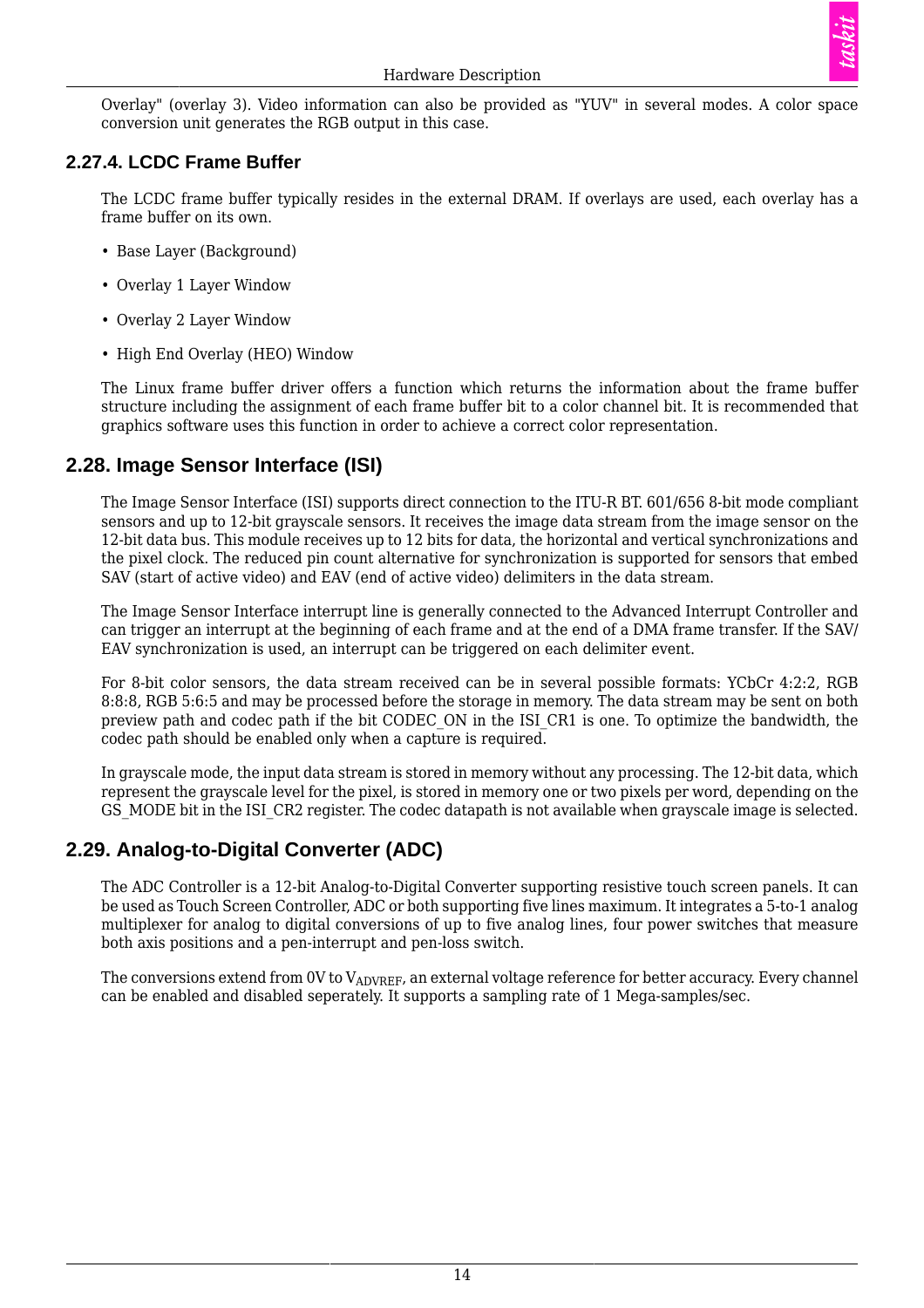Overlay" (overlay 3). Video information can also be provided as "YUV" in several modes. A color space conversion unit generates the RGB output in this case.

### 2.27.4. LCDC Frame Buffer

The LCDC frame buffer typically resides in the external DRAM. If overlays are used, each overlay has a frame buffer on its own.

- Base Layer (Background)
- Overlay 1 Layer Window
- Overlay 2 Layer Window
- High End Overlay (HEO) Window

The Linux frame buffer driver offers a function which returns the information about the frame buffer structure including the assignment of each frame buffer bit to a color channel bit. It is recommended that graphics software uses this function in order to achieve a correct color representation.

## 2.28. Image Sensor Interface (ISI)

The Image Sensor Interface (ISI) supports direct connection to the ITU-R BT. 601/656 8-bit mode compliant sensors and up to 12-bit grayscale sensors. It receives the image data stream from the image sensor on the 12-bit data bus. This module receives up to 12 bits for data, the horizontal and vertical synchronizations and the pixel clock. The reduced pin count alternative for synchronization is supported for sensors that embed SAV (start of active video) and EAV (end of active video) delimiters in the data stream.

The Image Sensor Interface interrupt line is generally connected to the Advanced Interrupt Controller and can trigger an interrupt at the beginning of each frame and at the end of a DMA frame transfer. If the SAV/EAV synchronization is used, an interrupt can be triggered on each delimiter event.

For 8-bit color sensors, the data stream received can be in several possible formats: YCbCr 4:2:2, RGB 8:8:8, RGB 5:6:5 and may be processed before the storage in memory. The data stream may be sent on both preview path and codec path if the bit CODEC_ON in the ISI_CR1 is one. To optimize the bandwidth, the codec path should be enabled only when a capture is required.

In grayscale mode, the input data stream is stored in memory without any processing. The 12-bit data, which represent the grayscale level for the pixel, is stored in memory one or two pixels per word, depending on the GS_MODE bit in the ISI_CR2 register. The codec datapath is not available when grayscale image is selected.

## 2.29. Analog-to-Digital Converter (ADC)

The ADC Controller is a 12-bit Analog-to-Digital Converter supporting resistive touch screen panels. It can be used as Touch Screen Controller, ADC or both supporting five lines maximum. It integrates a 5-to-1 analog multiplexer for analog to digital conversions of up to five analog lines, four power switches that measure both axis positions and a pen-interrupt and pen-loss switch.

The conversions extend from 0V to $V_{ADVREF}$, an external voltage reference for better accuracy. Every channel can be enabled and disabled seperately. It supports a sampling rate of 1 Mega-samples/sec.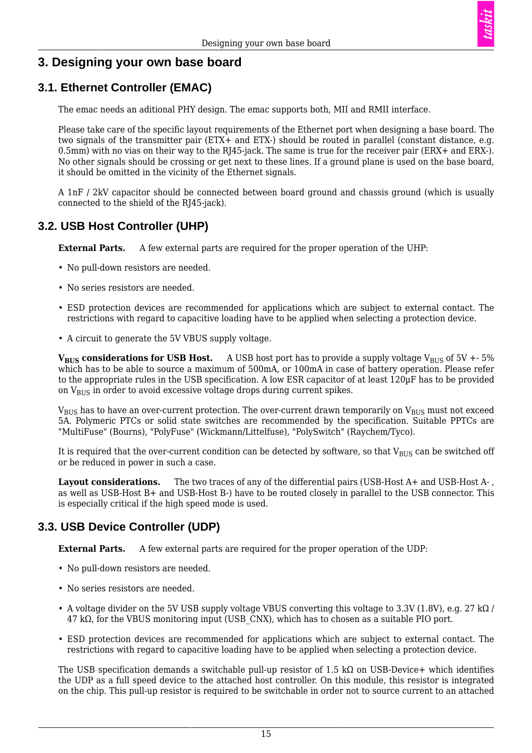# 3. Designing your own base board

## 3.1. Ethernet Controller (EMAC)

The emac needs an aditional PHY design. The emac supports both, MII and RMII interface.

Please take care of the specific layout requirements of the Ethernet port when designing a base board. The two signals of the transmitter pair (ETX+ and ETX-) should be routed in parallel (constant distance, e.g. 0.5mm) with no vias on their way to the RJ45-jack. The same is true for the receiver pair (ERX+ and ERX-). No other signals should be crossing or get next to these lines. If a ground plane is used on the base board, it should be omitted in the vicinity of the Ethernet signals.

A 1nF / 2kV capacitor should be connected between board ground and chassis ground (which is usually connected to the shield of the RJ45-jack).

## 3.2. USB Host Controller (UHP)

**External Parts.** A few external parts are required for the proper operation of the UHP:

- No pull-down resistors are needed.
- No series resistors are needed.
- ESD protection devices are recommended for applications which are subject to external contact. The restrictions with regard to capacitive loading have to be applied when selecting a protection device.
- A circuit to generate the 5V VBUS supply voltage.

**$V_{BUS}$ considerations for USB Host.** A USB host port has to provide a supply voltage $V_{BUS}$ of 5V +- 5% which has to be able to source a maximum of 500mA, or 100mA in case of battery operation. Please refer to the appropriate rules in the USB specification. A low ESR capacitor of at least 120µF has to be provided on $V_{BUS}$ in order to avoid excessive voltage drops during current spikes.

$V_{BUS}$ has to have an over-current protection. The over-current drawn temporarily on $V_{BUS}$ must not exceed 5A. Polymeric PTCs or solid state switches are recommended by the specification. Suitable PPTCs are "MultiFuse" (Bourns), "PolyFuse" (Wickmann/Littelfuse), "PolySwitch" (Raychem/Tyco).

It is required that the over-current condition can be detected by software, so that $V_{BUS}$ can be switched off or be reduced in power in such a case.

**Layout considerations.** The two traces of any of the differential pairs (USB-Host A+ and USB-Host A- , as well as USB-Host B+ and USB-Host B-) have to be routed closely in parallel to the USB connector. This is especially critical if the high speed mode is used.

## 3.3. USB Device Controller (UDP)

**External Parts.** A few external parts are required for the proper operation of the UDP:

- No pull-down resistors are needed.
- No series resistors are needed.
- A voltage divider on the 5V USB supply voltage VBUS converting this voltage to 3.3V (1.8V), e.g. 27 kΩ / 47 kΩ, for the VBUS monitoring input (USB_CNX), which has to chosen as a suitable PIO port.
- ESD protection devices are recommended for applications which are subject to external contact. The restrictions with regard to capacitive loading have to be applied when selecting a protection device.

The USB specification demands a switchable pull-up resistor of 1.5 kΩ on USB-Device+ which identifies the UDP as a full speed device to the attached host controller. On this module, this resistor is integrated on the chip. This pull-up resistor is required to be switchable in order not to source current to an attached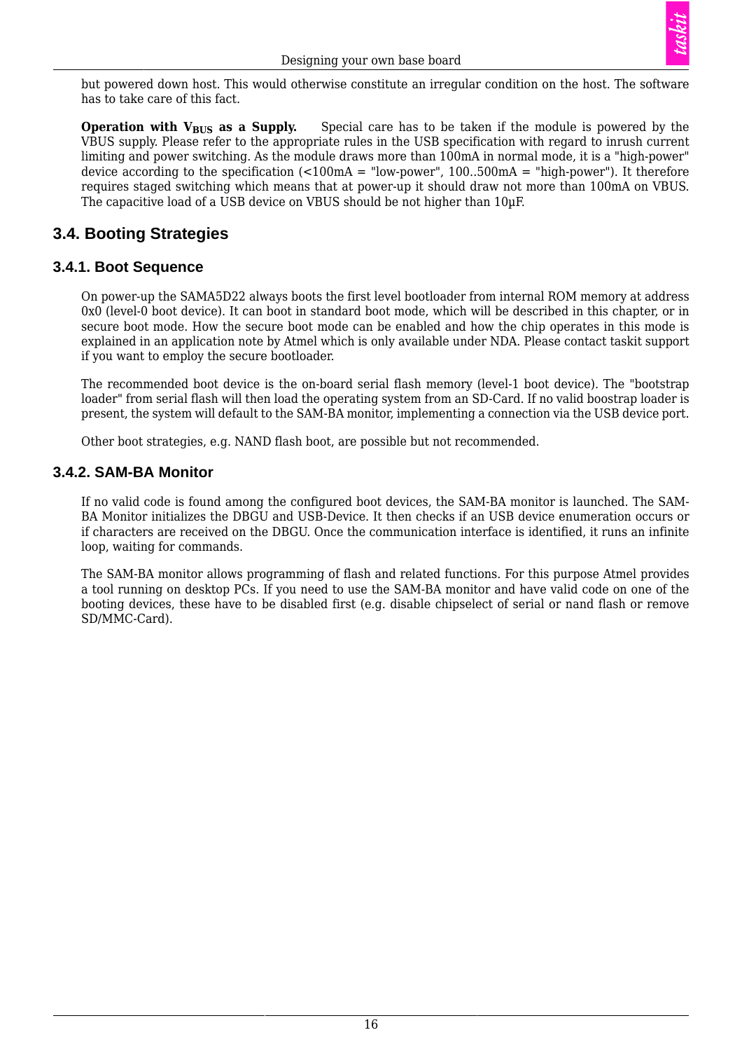but powered down host. This would otherwise constitute an irregular condition on the host. The software has to take care of this fact.

**Operation with $V_{BUS}$ as a Supply.** Special care has to be taken if the module is powered by the VBUS supply. Please refer to the appropriate rules in the USB specification with regard to inrush current limiting and power switching. As the module draws more than 100mA in normal mode, it is a "high-power" device according to the specification (<100mA = "low-power", 100..500mA = "high-power"). It therefore requires staged switching which means that at power-up it should draw not more than 100mA on VBUS. The capacitive load of a USB device on VBUS should be not higher than 10µF.

## 3.4. Booting Strategies

### 3.4.1. Boot Sequence

On power-up the SAMA5D22 always boots the first level bootloader from internal ROM memory at address 0x0 (level-0 boot device). It can boot in standard boot mode, which will be described in this chapter, or in secure boot mode. How the secure boot mode can be enabled and how the chip operates in this mode is explained in an application note by Atmel which is only available under NDA. Please contact taskit support if you want to employ the secure bootloader.

The recommended boot device is the on-board serial flash memory (level-1 boot device). The "bootstrap loader" from serial flash will then load the operating system from an SD-Card. If no valid boostrap loader is present, the system will default to the SAM-BA monitor, implementing a connection via the USB device port.

Other boot strategies, e.g. NAND flash boot, are possible but not recommended.

### 3.4.2. SAM-BA Monitor

If no valid code is found among the configured boot devices, the SAM-BA monitor is launched. The SAM-BA Monitor initializes the DBGU and USB-Device. It then checks if an USB device enumeration occurs or if characters are received on the DBGU. Once the communication interface is identified, it runs an infinite loop, waiting for commands.

The SAM-BA monitor allows programming of flash and related functions. For this purpose Atmel provides a tool running on desktop PCs. If you need to use the SAM-BA monitor and have valid code on one of the booting devices, these have to be disabled first (e.g. disable chipselect of serial or nand flash or remove SD/MMC-Card).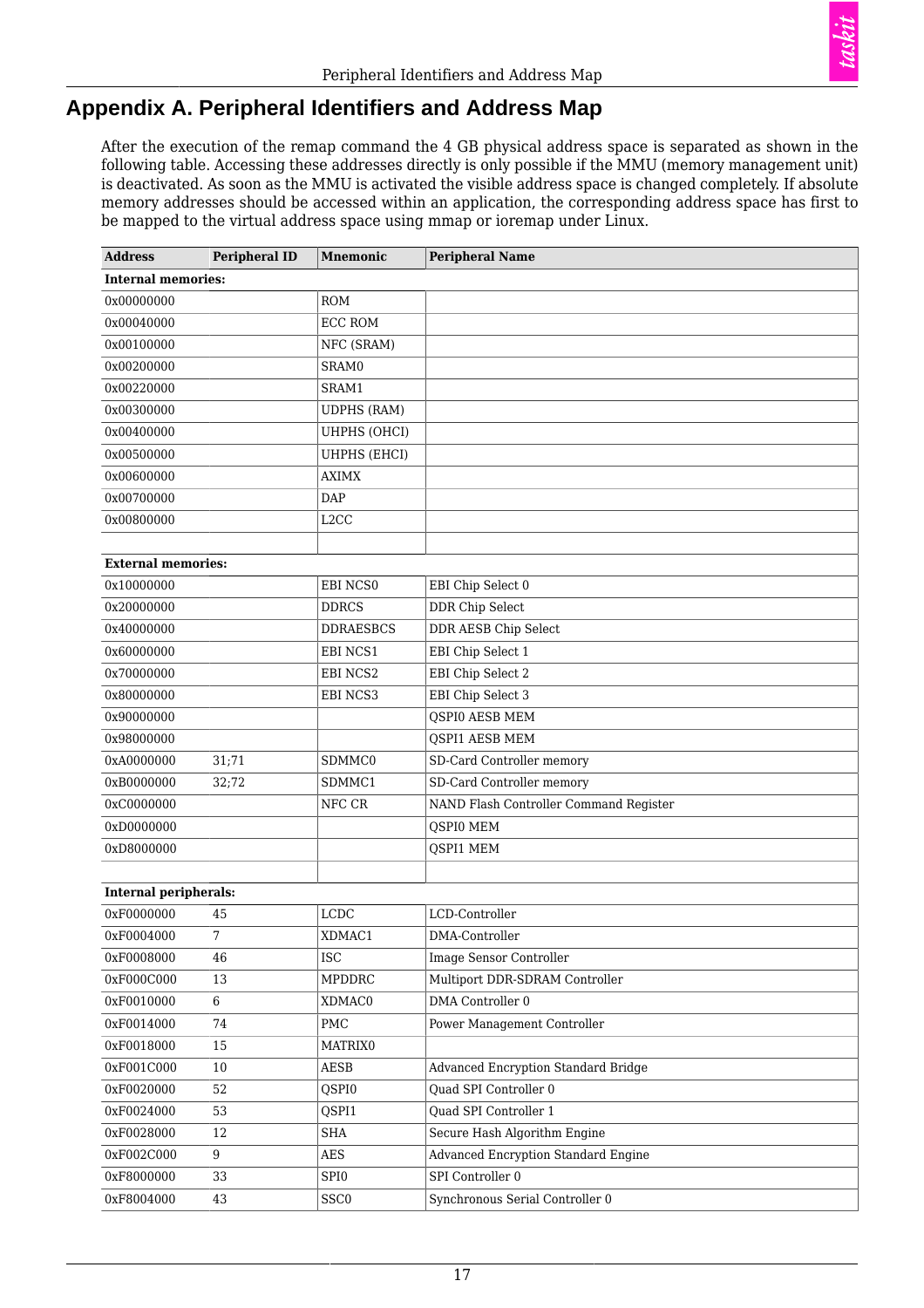# Appendix A. Peripheral Identifiers and Address Map

After the execution of the remap command the 4 GB physical address space is separated as shown in the following table. Accessing these addresses directly is only possible if the MMU (memory management unit) is deactivated. As soon as the MMU is activated the visible address space is changed completely. If absolute memory addresses should be accessed within an application, the corresponding address space has first to be mapped to the virtual address space using mmap or ioremap under Linux.

| Address | Peripheral ID | Mnemonic | Peripheral Name |
|---|---|---|---|
| **Internal memories:** | | | |
| 0x00000000 | | ROM | |
| 0x00040000 | | ECC ROM | |
| 0x00100000 | | NFC (SRAM) | |
| 0x00200000 | | SRAM0 | |
| 0x00220000 | | SRAM1 | |
| 0x00300000 | | UDPHS (RAM) | |
| 0x00400000 | | UHPHS (OHCI) | |
| 0x00500000 | | UHPHS (EHCI) | |
| 0x00600000 | | AXIMX | |
| 0x00700000 | | DAP | |
| 0x00800000 | | L2CC | |
| | | | |
| **External memories:** | | | |
| 0x10000000 | | EBI NCS0 | EBI Chip Select 0 |
| 0x20000000 | | DDRCS | DDR Chip Select |
| 0x40000000 | | DDRAESBCS | DDR AESB Chip Select |
| 0x60000000 | | EBI NCS1 | EBI Chip Select 1 |
| 0x70000000 | | EBI NCS2 | EBI Chip Select 2 |
| 0x80000000 | | EBI NCS3 | EBI Chip Select 3 |
| 0x90000000 | | | QSPI0 AESB MEM |
| 0x98000000 | | | QSPI1 AESB MEM |
| 0xA0000000 | 31;71 | SDMMC0 | SD-Card Controller memory |
| 0xB0000000 | 32;72 | SDMMC1 | SD-Card Controller memory |
| 0xC0000000 | | NFC CR | NAND Flash Controller Command Register |
| 0xD0000000 | | | QSPI0 MEM |
| 0xD8000000 | | | QSPI1 MEM |
| | | | |
| **Internal peripherals:** | | | |
| 0xF0000000 | 45 | LCDC | LCD-Controller |
| 0xF0004000 | 7 | XDMAC1 | DMA-Controller |
| 0xF0008000 | 46 | ISC | Image Sensor Controller |
| 0xF000C000 | 13 | MPDDRC | Multiport DDR-SDRAM Controller |
| 0xF0010000 | 6 | XDMAC0 | DMA Controller 0 |
| 0xF0014000 | 74 | PMC | Power Management Controller |
| 0xF0018000 | 15 | MATRIX0 | |
| 0xF001C000 | 10 | AESB | Advanced Encryption Standard Bridge |
| 0xF0020000 | 52 | QSPI0 | Quad SPI Controller 0 |
| 0xF0024000 | 53 | QSPI1 | Quad SPI Controller 1 |
| 0xF0028000 | 12 | SHA | Secure Hash Algorithm Engine |
| 0xF002C000 | 9 | AES | Advanced Encryption Standard Engine |
| 0xF8000000 | 33 | SPI0 | SPI Controller 0 |
| 0xF8004000 | 43 | SSC0 | Synchronous Serial Controller 0 |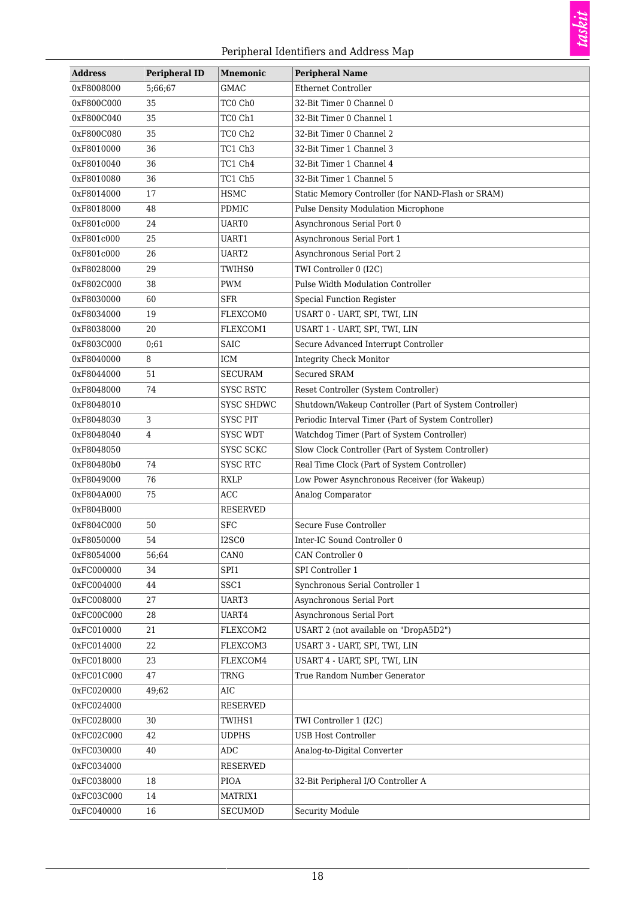| Address | Peripheral ID | Mnemonic | Peripheral Name |
|---|---|---|---|
| 0xF8008000 | 5;66;67 | GMAC | Ethernet Controller |
| 0xF800C000 | 35 | TC0 Ch0 | 32-Bit Timer 0 Channel 0 |
| 0xF800C040 | 35 | TC0 Ch1 | 32-Bit Timer 0 Channel 1 |
| 0xF800C080 | 35 | TC0 Ch2 | 32-Bit Timer 0 Channel 2 |
| 0xF8010000 | 36 | TC1 Ch3 | 32-Bit Timer 1 Channel 3 |
| 0xF8010040 | 36 | TC1 Ch4 | 32-Bit Timer 1 Channel 4 |
| 0xF8010080 | 36 | TC1 Ch5 | 32-Bit Timer 1 Channel 5 |
| 0xF8014000 | 17 | HSMC | Static Memory Controller (for NAND-Flash or SRAM) |
| 0xF8018000 | 48 | PDMIC | Pulse Density Modulation Microphone |
| 0xF801c000 | 24 | UART0 | Asynchronous Serial Port 0 |
| 0xF801c000 | 25 | UART1 | Asynchronous Serial Port 1 |
| 0xF801c000 | 26 | UART2 | Asynchronous Serial Port 2 |
| 0xF8028000 | 29 | TWIHS0 | TWI Controller 0 (I2C) |
| 0xF802C000 | 38 | PWM | Pulse Width Modulation Controller |
| 0xF8030000 | 60 | SFR | Special Function Register |
| 0xF8034000 | 19 | FLEXCOM0 | USART 0 - UART, SPI, TWI, LIN |
| 0xF8038000 | 20 | FLEXCOM1 | USART 1 - UART, SPI, TWI, LIN |
| 0xF803C000 | 0;61 | SAIC | Secure Advanced Interrupt Controller |
| 0xF8040000 | 8 | ICM | Integrity Check Monitor |
| 0xF8044000 | 51 | SECURAM | Secured SRAM |
| 0xF8048000 | 74 | SYSC RSTC | Reset Controller (System Controller) |
| 0xF8048010 | | SYSC SHDWC | Shutdown/Wakeup Controller (Part of System Controller) |
| 0xF8048030 | 3 | SYSC PIT | Periodic Interval Timer (Part of System Controller) |
| 0xF8048040 | 4 | SYSC WDT | Watchdog Timer (Part of System Controller) |
| 0xF8048050 | | SYSC SCKC | Slow Clock Controller (Part of System Controller) |
| 0xF80480b0 | 74 | SYSC RTC | Real Time Clock (Part of System Controller) |
| 0xF8049000 | 76 | RXLP | Low Power Asynchronous Receiver (for Wakeup) |
| 0xF804A000 | 75 | ACC | Analog Comparator |
| 0xF804B000 | | RESERVED | |
| 0xF804C000 | 50 | SFC | Secure Fuse Controller |
| 0xF8050000 | 54 | I2SC0 | Inter-IC Sound Controller 0 |
| 0xF8054000 | 56;64 | CAN0 | CAN Controller 0 |
| 0xFC000000 | 34 | SPI1 | SPI Controller 1 |
| 0xFC004000 | 44 | SSC1 | Synchronous Serial Controller 1 |
| 0xFC008000 | 27 | UART3 | Asynchronous Serial Port |
| 0xFC00C000 | 28 | UART4 | Asynchronous Serial Port |
| 0xFC010000 | 21 | FLEXCOM2 | USART 2 (not available on "DropA5D2") |
| 0xFC014000 | 22 | FLEXCOM3 | USART 3 - UART, SPI, TWI, LIN |
| 0xFC018000 | 23 | FLEXCOM4 | USART 4 - UART, SPI, TWI, LIN |
| 0xFC01C000 | 47 | TRNG | True Random Number Generator |
| 0xFC020000 | 49;62 | AIC | |
| 0xFC024000 | | RESERVED | |
| 0xFC028000 | 30 | TWIHS1 | TWI Controller 1 (I2C) |
| 0xFC02C000 | 42 | UDPHS | USB Host Controller |
| 0xFC030000 | 40 | ADC | Analog-to-Digital Converter |
| 0xFC034000 | | RESERVED | |
| 0xFC038000 | 18 | PIOA | 32-Bit Peripheral I/O Controller A |
| 0xFC03C000 | 14 | MATRIX1 | |
| 0xFC040000 | 16 | SECUMOD | Security Module |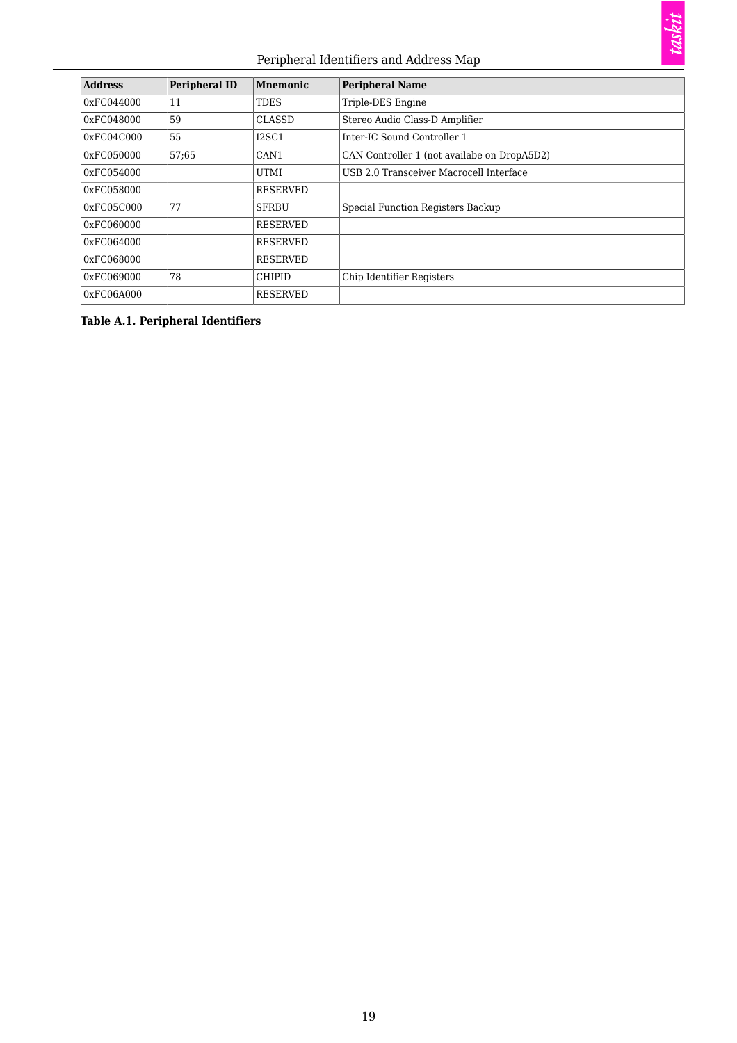| Address | Peripheral ID | Mnemonic | Peripheral Name |
|---|---|---|---|
| 0xFC044000 | 11 | TDES | Triple-DES Engine |
| 0xFC048000 | 59 | CLASSD | Stereo Audio Class-D Amplifier |
| 0xFC04C000 | 55 | I2SC1 | Inter-IC Sound Controller 1 |
| 0xFC050000 | 57;65 | CAN1 | CAN Controller 1 (not availabe on DropA5D2) |
| 0xFC054000 | | UTMI | USB 2.0 Transceiver Macrocell Interface |
| 0xFC058000 | | RESERVED | |
| 0xFC05C000 | 77 | SFRBU | Special Function Registers Backup |
| 0xFC060000 | | RESERVED | |
| 0xFC064000 | | RESERVED | |
| 0xFC068000 | | RESERVED | |
| 0xFC069000 | 78 | CHIPID | Chip Identifier Registers |
| 0xFC06A000 | | RESERVED | |

**Table A.1. Peripheral Identifiers**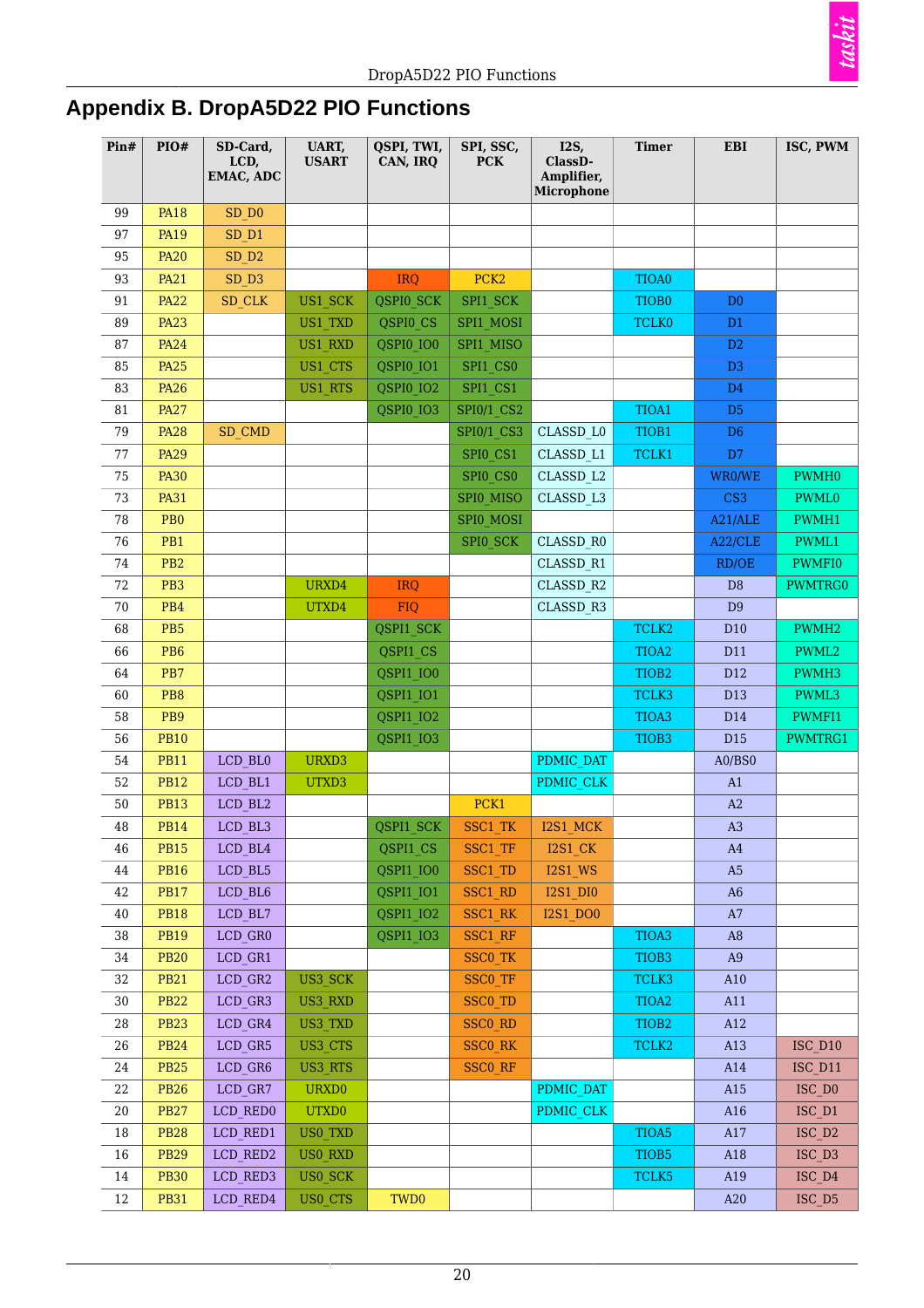# Appendix B. DropA5D22 PIO Functions

| Pin# | PIO# | SD-Card, LCD, EMAC, ADC | UART, USART | QSPI, TWI, CAN, IRQ | SPI, SSC, PCK | I2S, ClassD-Amplifier, Microphone | Timer | EBI | ISC, PWM |
|---|---|---|---|---|---|---|---|---|---|
| 99 | PA18 | SD_D0 | | | | | | | |
| 97 | PA19 | SD_D1 | | | | | | | |
| 95 | PA20 | SD_D2 | | | | | | | |
| 93 | PA21 | SD_D3 | | IRQ | PCK2 | | TIOA0 | | |
| 91 | PA22 | SD_CLK | US1_SCK | QSPI0_SCK | SPI1_SCK | | TIOB0 | D0 | |
| 89 | PA23 | | US1_TXD | QSPI0_CS | SPI1_MOSI | | TCLK0 | D1 | |
| 87 | PA24 | | US1_RXD | QSPI0_IO0 | SPI1_MISO | | | D2 | |
| 85 | PA25 | | US1_CTS | QSPI0_IO1 | SPI1_CS0 | | | D3 | |
| 83 | PA26 | | US1_RTS | QSPI0_IO2 | SPI1_CS1 | | | D4 | |
| 81 | PA27 | | | QSPI0_IO3 | SPI0/1_CS2 | | TIOA1 | D5 | |
| 79 | PA28 | SD_CMD | | | SPI0/1_CS3 | CLASSD_L0 | TIOB1 | D6 | |
| 77 | PA29 | | | | SPI0_CS1 | CLASSD_L1 | TCLK1 | D7 | |
| 75 | PA30 | | | | SPI0_CS0 | CLASSD_L2 | | WR0/WE | PWMH0 |
| 73 | PA31 | | | | SPI0_MISO | CLASSD_L3 | | CS3 | PWML0 |
| 78 | PB0 | | | | SPI0_MOSI | | | A21/ALE | PWMH1 |
| 76 | PB1 | | | | SPI0_SCK | CLASSD_R0 | | A22/CLE | PWML1 |
| 74 | PB2 | | | | | CLASSD_R1 | | RD/OE | PWMFI0 |
| 72 | PB3 | | URXD4 | IRQ | | CLASSD_R2 | | D8 | PWMTRG0 |
| 70 | PB4 | | UTXD4 | FIQ | | CLASSD_R3 | | D9 | |
| 68 | PB5 | | | QSPI1_SCK | | | TCLK2 | D10 | PWMH2 |
| 66 | PB6 | | | QSPI1_CS | | | TIOA2 | D11 | PWML2 |
| 64 | PB7 | | | QSPI1_IO0 | | | TIOB2 | D12 | PWMH3 |
| 60 | PB8 | | | QSPI1_IO1 | | | TCLK3 | D13 | PWML3 |
| 58 | PB9 | | | QSPI1_IO2 | | | TIOA3 | D14 | PWMFI1 |
| 56 | PB10 | | | QSPI1_IO3 | | | TIOB3 | D15 | PWMTRG1 |
| 54 | PB11 | LCD_BL0 | URXD3 | | | PDMIC_DAT | | A0/BS0 | |
| 52 | PB12 | LCD_BL1 | UTXD3 | | | PDMIC_CLK | | A1 | |
| 50 | PB13 | LCD_BL2 | | | PCK1 | | | A2 | |
| 48 | PB14 | LCD_BL3 | | QSPI1_SCK | SSC1_TK | I2S1_MCK | | A3 | |
| 46 | PB15 | LCD_BL4 | | QSPI1_CS | SSC1_TF | I2S1_CK | | A4 | |
| 44 | PB16 | LCD_BL5 | | QSPI1_IO0 | SSC1_TD | I2S1_WS | | A5 | |
| 42 | PB17 | LCD_BL6 | | QSPI1_IO1 | SSC1_RD | I2S1_DI0 | | A6 | |
| 40 | PB18 | LCD_BL7 | | QSPI1_IO2 | SSC1_RK | I2S1_DO0 | | A7 | |
| 38 | PB19 | LCD_GR0 | | QSPI1_IO3 | SSC1_RF | | TIOA3 | A8 | |
| 34 | PB20 | LCD_GR1 | | | SSC0_TK | | TIOB3 | A9 | |
| 32 | PB21 | LCD_GR2 | US3_SCK | | SSC0_TF | | TCLK3 | A10 | |
| 30 | PB22 | LCD_GR3 | US3_RXD | | SSC0_TD | | TIOA2 | A11 | |
| 28 | PB23 | LCD_GR4 | US3_TXD | | SSC0_RD | | TIOB2 | A12 | |
| 26 | PB24 | LCD_GR5 | US3_CTS | | SSC0_RK | | TCLK2 | A13 | ISC_D10 |
| 24 | PB25 | LCD_GR6 | US3_RTS | | SSC0_RF | | | A14 | ISC_D11 |
| 22 | PB26 | LCD_GR7 | URXD0 | | | PDMIC_DAT | | A15 | ISC_D0 |
| 20 | PB27 | LCD_RED0 | UTXD0 | | | PDMIC_CLK | | A16 | ISC_D1 |
| 18 | PB28 | LCD_RED1 | US0_TXD | | | | TIOA5 | A17 | ISC_D2 |
| 16 | PB29 | LCD_RED2 | US0_RXD | | | | TIOB5 | A18 | ISC_D3 |
| 14 | PB30 | LCD_RED3 | US0_SCK | | | | TCLK5 | A19 | ISC_D4 |
| 12 | PB31 | LCD_RED4 | US0_CTS | TWD0 | | | | A20 | ISC_D5 |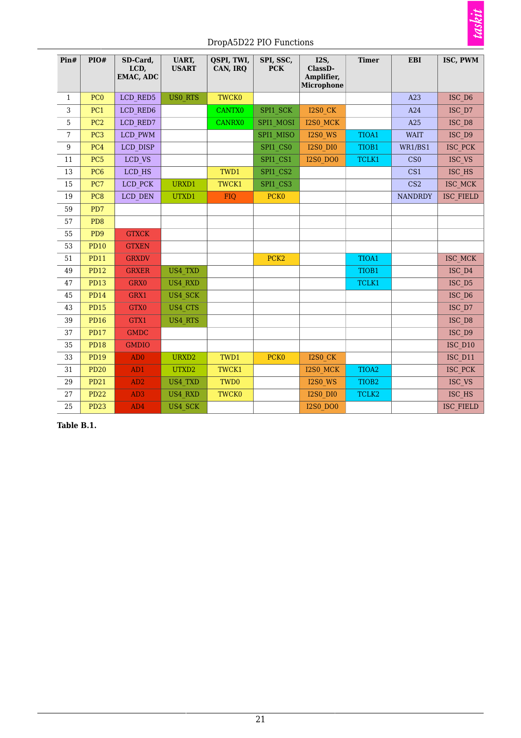| Pin# | PIO# | SD-Card, LCD, EMAC, ADC | UART, USART | QSPI, TWI, CAN, IRQ | SPI, SSC, PCK | I2S, ClassD-Amplifier, Microphone | Timer | EBI | ISC, PWM |
|---|---|---|---|---|---|---|---|---|---|
| 1 | PC0 | LCD_RED5 | US0_RTS | TWCK0 | | | | A23 | ISC_D6 |
| 3 | PC1 | LCD_RED6 | | CANTX0 | SPI1_SCK | I2S0_CK | | A24 | ISC_D7 |
| 5 | PC2 | LCD_RED7 | | CANRX0 | SPI1_MOSI | I2S0_MCK | | A25 | ISC_D8 |
| 7 | PC3 | LCD_PWM | | | SPI1_MISO | I2S0_WS | TIOA1 | WAIT | ISC_D9 |
| 9 | PC4 | LCD_DISP | | | SPI1_CS0 | I2S0_DI0 | TIOB1 | WR1/BS1 | ISC_PCK |
| 11 | PC5 | LCD_VS | | | SPI1_CS1 | I2S0_DO0 | TCLK1 | CS0 | ISC_VS |
| 13 | PC6 | LCD_HS | | TWD1 | SPI1_CS2 | | | CS1 | ISC_HS |
| 15 | PC7 | LCD_PCK | URXD1 | TWCK1 | SPI1_CS3 | | | CS2 | ISC_MCK |
| 19 | PC8 | LCD_DEN | UTXD1 | FIQ | PCK0 | | | NANDRDY | ISC_FIELD |
| 59 | PD7 | | | | | | | | |
| 57 | PD8 | | | | | | | | |
| 55 | PD9 | GTXCK | | | | | | | |
| 53 | PD10 | GTXEN | | | | | | | |
| 51 | PD11 | GRXDV | | | PCK2 | | TIOA1 | | ISC_MCK |
| 49 | PD12 | GRXER | US4_TXD | | | | TIOB1 | | ISC_D4 |
| 47 | PD13 | GRX0 | US4_RXD | | | | TCLK1 | | ISC_D5 |
| 45 | PD14 | GRX1 | US4_SCK | | | | | | ISC_D6 |
| 43 | PD15 | GTX0 | US4_CTS | | | | | | ISC_D7 |
| 39 | PD16 | GTX1 | US4_RTS | | | | | | ISC_D8 |
| 37 | PD17 | GMDC | | | | | | | ISC_D9 |
| 35 | PD18 | GMDIO | | | | | | | ISC_D10 |
| 33 | PD19 | AD0 | URXD2 | TWD1 | PCK0 | I2S0_CK | | | ISC_D11 |
| 31 | PD20 | AD1 | UTXD2 | TWCK1 | | I2S0_MCK | TIOA2 | | ISC_PCK |
| 29 | PD21 | AD2 | US4_TXD | TWD0 | | I2S0_WS | TIOB2 | | ISC_VS |
| 27 | PD22 | AD3 | US4_RXD | TWCK0 | | I2S0_DI0 | TCLK2 | | ISC_HS |
| 25 | PD23 | AD4 | US4_SCK | | | I2S0_DO0 | | | ISC_FIELD |

**Table B.1.**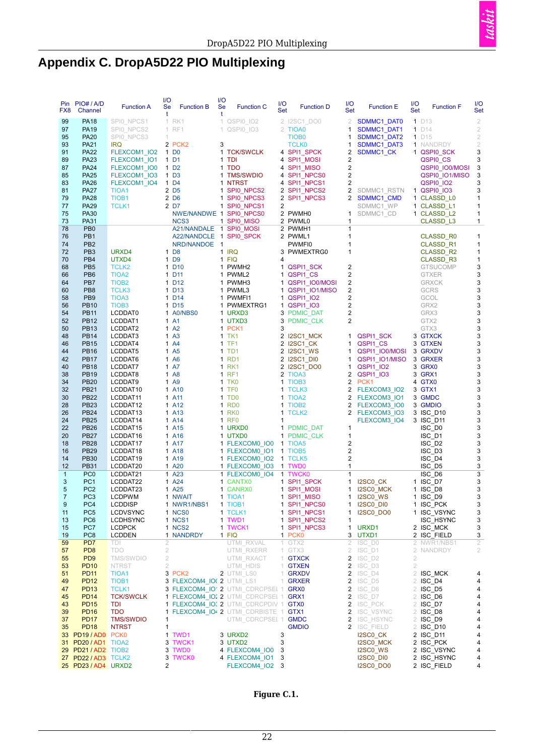# Appendix C. DropA5D22 PIO Multiplexing

| Pin FX8 | PIO# / A/D Channel | Function A | I/O Set | Function B | I/O Set | Function C | I/O Set | Function D | I/O Set | Function E | I/O Set | Function F | I/O Set |
|---|---|---|---|---|---|---|---|---|---|---|---|---|---|
| 99 | PA18 | SPI0_NPCS1 | 1 | RK1 | 1 | QSPI0_IO2 | 2 | I2SC1_DO0 | 2 | SDMMC1_DAT0 | 1 | D13 | 2 |
| 97 | PA19 | SPI0_NPCS2 | 1 | RF1 | 1 | QSPI0_IO3 | 2 | TIOA0 | 1 | SDMMC1_DAT1 | 1 | D14 | 2 |
| 95 | PA20 | SPI0_NPCS3 | 1 | | | | | TIOB0 | 1 | SDMMC1_DAT2 | 1 | D15 | 2 |
| 93 | PA21 | IRQ | 2 | PCK2 | 3 | | | TCLK0 | 1 | SDMMC1_DAT3 | 1 | NANDRDY | 2 |
| 91 | PA22 | FLEXCOM1_IO2 | 1 | D0 | 1 | TCK/SWCLK | 4 | SPI1_SPCK | 2 | SDMMC1_CK | 1 | QSPI0_SCK | 3 |
| 89 | PA23 | FLEXCOM1_IO1 | 1 | D1 | 1 | TDI | 4 | SPI1_MOSI | 2 | | | QSPI0_CS | 3 |
| 87 | PA24 | FLEXCOM1_IO0 | 1 | D2 | 1 | TDO | 4 | SPI1_MISO | 2 | | | QSPI0_IO0/MOSI | 3 |
| 85 | PA25 | FLEXCOM1_IO3 | 1 | D3 | 1 | TMS/SWDIO | 4 | SPI1_NPCS0 | 2 | | | QSPI0_IO1/MISO | 3 |
| 83 | PA26 | FLEXCOM1_IO4 | 1 | D4 | 1 | NTRST | 4 | SPI1_NPCS1 | 2 | | | QSPI0_IO2 | 3 |
| 81 | PA27 | TIOA1 | 2 | D5 | 1 | SPI0_NPCS2 | 2 | SPI1_NPCS2 | 2 | SDMMC1_RSTN | 1 | QSPI0_IO3 | 3 |
| 79 | PA28 | TIOB1 | 2 | D6 | 1 | SPI0_NPCS3 | 2 | SPI1_NPCS3 | 2 | SDMMC1_CMD | 1 | CLASSD_L0 | 1 |
| 77 | PA29 | TCLK1 | 2 | D7 | 1 | SPI0_NPCS1 | 2 | | | SDMMC1_WP | 1 | CLASSD_L1 | 1 |
| 75 | PA30 | | | NWE/NANDWE | 1 | SPI0_NPCS0 | 2 | PWMH0 | 1 | SDMMC1_CD | 1 | CLASSD_L2 | 1 |
| 73 | PA31 | | | NCS3 | 1 | SPI0_MISO | 2 | PWML0 | 1 | | | CLASSD_L3 | 1 |
| 78 | PB0 | | | A21/NANDALE | 1 | SPI0_MOSI | 2 | PWMH1 | 1 | | | | |
| 76 | PB1 | | | A22/NANDCLE | 1 | SPI0_SPCK | 2 | PWML1 | 1 | | | CLASSD_R0 | 1 |
| 74 | PB2 | | | NRD/NANDOE | 1 | | | PWMFI0 | 1 | | | CLASSD_R1 | 1 |
| 72 | PB3 | URXD4 | 1 | D8 | 1 | IRQ | 3 | PWMEXTRG0 | 1 | | | CLASSD_R2 | 1 |
| 70 | PB4 | UTXD4 | 1 | D9 | 1 | FIQ | 4 | | | | | CLASSD_R3 | 1 |
| 68 | PB5 | TCLK2 | 1 | D10 | 1 | PWMH2 | 1 | QSPI1_SCK | 2 | | | GTSUCOMP | 3 |
| 66 | PB6 | TIOA2 | 1 | D11 | 1 | PWML2 | 1 | QSPI1_CS | 2 | | | GTXER | 3 |
| 64 | PB7 | TIOB2 | 1 | D12 | 1 | PWMH3 | 1 | QSPI1_IO0/MOSI | 2 | | | GRXCK | 3 |
| 60 | PB8 | TCLK3 | 1 | D13 | 1 | PWML3 | 1 | QSPI1_IO1/MISO | 2 | | | GCRS | 3 |
| 58 | PB9 | TIOA3 | 1 | D14 | 1 | PWMFI1 | 1 | QSPI1_IO2 | 2 | | | GCOL | 3 |
| 56 | PB10 | TIOB3 | 1 | D15 | 1 | PWMEXTRG1 | 1 | QSPI1_IO3 | 2 | | | GRX2 | 3 |
| 54 | PB11 | LCDDAT0 | 1 | A0/NBS0 | 1 | URXD3 | 3 | PDMIC_DAT | 2 | | | GRX3 | 3 |
| 52 | PB12 | LCDDAT1 | 1 | A1 | 1 | UTXD3 | 3 | PDMIC_CLK | 2 | | | GTX2 | 3 |
| 50 | PB13 | LCDDAT2 | 1 | A2 | 1 | PCK1 | 3 | | | | | GTX3 | 3 |
| 48 | PB14 | LCDDAT3 | 1 | A3 | 1 | TK1 | 2 | I2SC1_MCK | 1 | QSPI1_SCK | 3 | GTXCK | 3 |
| 46 | PB15 | LCDDAT4 | 1 | A4 | 1 | TF1 | 2 | I2SC1_CK | 1 | QSPI1_CS | 3 | GTXEN | 3 |
| 44 | PB16 | LCDDAT5 | 1 | A5 | 1 | TD1 | 2 | I2SC1_WS | 1 | QSPI1_IO0/MOSI | 3 | GRXDV | 3 |
| 42 | PB17 | LCDDAT6 | 1 | A6 | 1 | RD1 | 2 | I2SC1_DI0 | 1 | QSPI1_IO1/MISO | 3 | GRXER | 3 |
| 40 | PB18 | LCDDAT7 | 1 | A7 | 1 | RK1 | 2 | I2SC1_DO0 | 1 | QSPI1_IO2 | 3 | GRX0 | 3 |
| 38 | PB19 | LCDDAT8 | 1 | A8 | 1 | RF1 | 2 | TIOA3 | 2 | QSPI1_IO3 | 3 | GRX1 | 3 |
| 36 | PB20 | LCDDAT9 | 1 | A9 | 1 | TK0 | 1 | TIOB3 | 2 | PCK1 | 4 | GTX0 | 3 |
| 32 | PB21 | LCDDAT10 | 1 | A10 | 1 | TF0 | 1 | TCLK3 | 2 | FLEXCOM3_IO2 | 3 | GTX1 | 3 |
| 30 | PB22 | LCDDAT11 | 1 | A11 | 1 | TD0 | 1 | TIOA2 | 2 | FLEXCOM3_IO1 | 3 | GMDC | 3 |
| 28 | PB23 | LCDDAT12 | 1 | A12 | 1 | RD0 | 1 | TIOB2 | 2 | FLEXCOM3_IO0 | 3 | GMDIO | 3 |
| 26 | PB24 | LCDDAT13 | 1 | A13 | 1 | RK0 | 1 | TCLK2 | 2 | FLEXCOM3_IO3 | 3 | ISC_D10 | 3 |
| 24 | PB25 | LCDDAT14 | 1 | A14 | 1 | RF0 | 1 | | | FLEXCOM3_IO4 | 3 | ISC_D11 | 3 |
| 22 | PB26 | LCDDAT15 | 1 | A15 | 1 | URXD0 | 1 | PDMIC_DAT | 1 | | | ISC_D0 | 3 |
| 20 | PB27 | LCDDAT16 | 1 | A16 | 1 | UTXD0 | 1 | PDMIC_CLK | 1 | | | ISC_D1 | 3 |
| 18 | PB28 | LCDDAT17 | 1 | A17 | 1 | FLEXCOM0_IO0 | 1 | TIOA5 | 2 | | | ISC_D2 | 3 |
| 16 | PB29 | LCDDAT18 | 1 | A18 | 1 | FLEXCOM0_IO1 | 1 | TIOB5 | 2 | | | ISC_D3 | 3 |
| 14 | PB30 | LCDDAT19 | 1 | A19 | 1 | FLEXCOM0_IO2 | 1 | TCLK5 | 2 | | | ISC_D4 | 3 |
| 12 | PB31 | LCDDAT20 | 1 | A20 | 1 | FLEXCOM0_IO3 | 1 | TWD0 | 1 | | | ISC_D5 | 3 |
| 1 | PC0 | LCDDAT21 | 1 | A23 | 1 | FLEXCOM0_IO4 | 1 | TWCK0 | 1 | | | ISC_D6 | 3 |
| 3 | PC1 | LCDDAT22 | 1 | A24 | 1 | CANTX0 | 1 | SPI1_SPCK | 1 | I2SC0_CK | 1 | ISC_D7 | 3 |
| 5 | PC2 | LCDDAT23 | 1 | A25 | 1 | CANRX0 | 1 | SPI1_MOSI | 1 | I2SC0_MCK | 1 | ISC_D8 | 3 |
| 7 | PC3 | LCDPWM | 1 | NWAIT | 1 | TIOA1 | 1 | SPI1_MISO | 1 | I2SC0_WS | 1 | ISC_D9 | 3 |
| 9 | PC4 | LCDDISP | 1 | NWR1/NBS1 | 1 | TIOB1 | 1 | SPI1_NPCS0 | 1 | I2SC0_DI0 | 1 | ISC_PCK | 3 |
| 11 | PC5 | LCDVSYNC | 1 | NCS0 | 1 | TCLK1 | 1 | SPI1_NPCS1 | 1 | I2SC0_DO0 | 1 | ISC_VSYNC | 3 |
| 13 | PC6 | LCDHSYNC | 1 | NCS1 | 1 | TWD1 | 1 | SPI1_NPCS2 | 1 | | | ISC_HSYNC | 3 |
| 15 | PC7 | LCDPCK | 1 | NCS2 | 1 | TWCK1 | 1 | SPI1_NPCS3 | 1 | URXD1 | 2 | ISC_MCK | 3 |
| 19 | PC8 | LCDDEN | 1 | NANDRDY | 1 | FIQ | 1 | PCK0 | 3 | UTXD1 | 2 | ISC_FIELD | 3 |
| 59 | PD7 | TDI | 2 | | | UTMI_RXVAL | 1 | GTX2 | 2 | ISC_D0 | 2 | NWR1/NBS1 | 2 |
| 57 | PD8 | TDO | 2 | | | UTMI_RXERR | 1 | GTX3 | 2 | ISC_D1 | 2 | NANDRDY | 2 |
| 55 | PD9 | TMS/SWDIO | 2 | | | UTMI_RXACT | 1 | GTXCK | 2 | ISC_D2 | 2 | | |
| 53 | PD10 | NTRST | 2 | | | UTMI_HDIS | 1 | GTXEN | 2 | ISC_D3 | 2 | | |
| 51 | PD11 | TIOA1 | 3 | PCK2 | 2 | UTMI_LS0 | 1 | GRXDV | 2 | ISC_D4 | 2 | ISC_MCK | 4 |
| 49 | PD12 | TIOB1 | 3 | FLEXCOM4_IO0 | 2 | UTMI_LS1 | 1 | GRXER | 2 | ISC_D5 | 2 | ISC_D4 | 4 |
| 47 | PD13 | TCLK1 | 3 | FLEXCOM4_IO1 | 2 | UTMI_CDRCPSEL | 1 | GRX0 | 2 | ISC_D6 | 2 | ISC_D5 | 4 |
| 45 | PD14 | TCK/SWCLK | 1 | FLEXCOM4_IO2 | 2 | UTMI_CDRCPSEL | 1 | GRX1 | 2 | ISC_D7 | 2 | ISC_D6 | 4 |
| 43 | PD15 | TDI | 1 | FLEXCOM4_IO3 | 2 | UTMI_CDRCPDIV | 1 | GTX0 | 2 | ISC_PCK | 2 | ISC_D7 | 4 |
| 39 | PD16 | TDO | 1 | FLEXCOM4_IO4 | 2 | UTMI_CDRBISTE | 1 | GTX1 | 2 | ISC_VSYNC | 2 | ISC_D8 | 4 |
| 37 | PD17 | TMS/SWDIO | 1 | | | UTMI_CDRCPSEL | 1 | GMDC | 2 | ISC_HSYNC | 2 | ISC_D9 | 4 |
| 35 | PD18 | NTRST | 1 | | | | | GMDIO | 2 | ISC_FIELD | 2 | ISC_D10 | 4 |
| 33 | PD19 / AD0 | PCK0 | 1 | TWD1 | 3 | URXD2 | 3 | | | I2SC0_CK | 2 | ISC_D11 | 4 |
| 31 | PD20 / AD1 | TIOA2 | 3 | TWCK1 | 3 | UTXD2 | 3 | | | I2SC0_MCK | 2 | ISC_PCK | 4 |
| 29 | PD21 / AD2 | TIOB2 | 3 | TWD0 | 4 | FLEXCOM4_IO0 | 3 | | | I2SC0_WS | 2 | ISC_VSYNC | 4 |
| 27 | PD22 / AD3 | TCLK2 | 3 | TWCK0 | 4 | FLEXCOM4_IO1 | 3 | | | I2SC0_DI0 | 2 | ISC_HSYNC | 4 |
| 25 | PD23 / AD4 | URXD2 | 2 | | | FLEXCOM4_IO2 | 3 | | | I2SC0_DO0 | 2 | ISC_FIELD | 4 |

Figure C.1.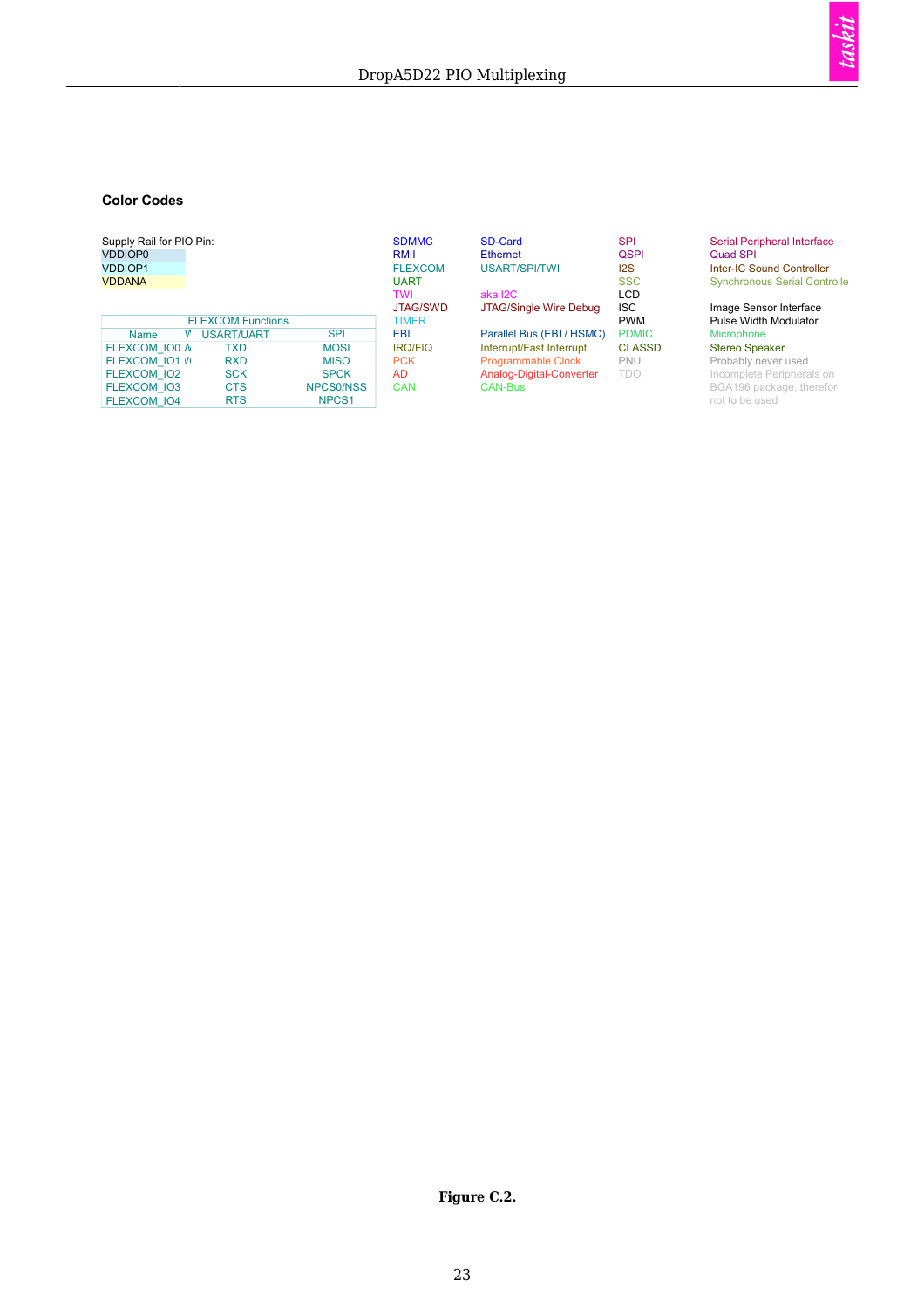## Color Codes

Supply Rail for PIO Pin:

- VDDIOP0
- VDDIOP1
- VDDANA

| FLEXCOM Functions | | | |
|---|---|---|---|
| Name | W | USART/UART | SPI |
| FLEXCOM_IO0 | W | TXD | MOSI |
| FLEXCOM_IO1 | W | RXD | MISO |
| FLEXCOM_IO2 | | SCK | SPCK |
| FLEXCOM_IO3 | | CTS | NPCS0/NSS |
| FLEXCOM_IO4 | | RTS | NPCS1 |

| Code | Meaning | Code | Meaning |
|---|---|---|---|
| SDMMC | SD-Card | SPI | Serial Peripheral Interface |
| RMII | Ethernet | QSPI | Quad SPI |
| FLEXCOM | USART/SPI/TWI | I2S | Inter-IC Sound Controller |
| UART | | SSC | Synchronous Serial Controlle |
| TWI | aka I2C | LCD | |
| JTAG/SWD | JTAG/Single Wire Debug | ISC | Image Sensor Interface |
| TIMER | | PWM | Pulse Width Modulator |
| EBI | Parallel Bus (EBI / HSMC) | PDMIC | Microphone |
| IRQ/FIQ | Interrupt/Fast Interrupt | CLASSD | Stereo Speaker |
| PCK | Programmable Clock | PNU | Probably never used |
| AD | Analog-Digital-Converter | TDO | Incomplete Peripherals on BGA196 package, therefor not to be used |
| CAN | CAN-Bus | | |

**Figure C.2.**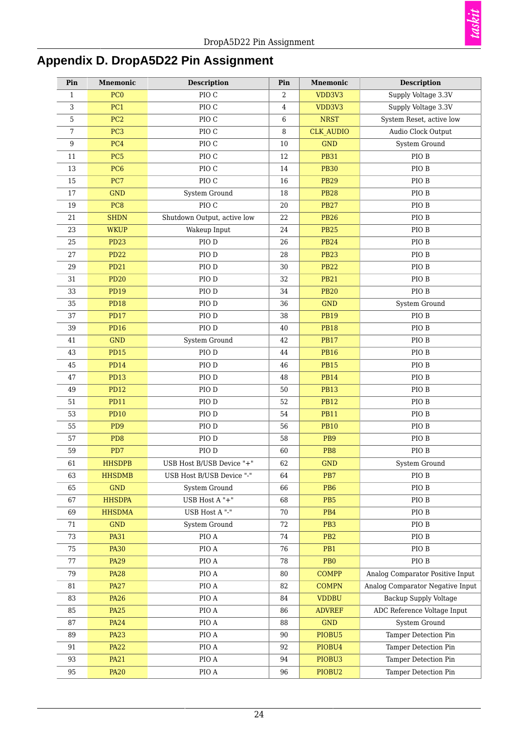# Appendix D. DropA5D22 Pin Assignment

| Pin | Mnemonic | Description | Pin | Mnemonic | Description |
|---|---|---|---|---|---|
| 1 | PC0 | PIO C | 2 | VDD3V3 | Supply Voltage 3.3V |
| 3 | PC1 | PIO C | 4 | VDD3V3 | Supply Voltage 3.3V |
| 5 | PC2 | PIO C | 6 | NRST | System Reset, active low |
| 7 | PC3 | PIO C | 8 | CLK_AUDIO | Audio Clock Output |
| 9 | PC4 | PIO C | 10 | GND | System Ground |
| 11 | PC5 | PIO C | 12 | PB31 | PIO B |
| 13 | PC6 | PIO C | 14 | PB30 | PIO B |
| 15 | PC7 | PIO C | 16 | PB29 | PIO B |
| 17 | GND | System Ground | 18 | PB28 | PIO B |
| 19 | PC8 | PIO C | 20 | PB27 | PIO B |
| 21 | SHDN | Shutdown Output, active low | 22 | PB26 | PIO B |
| 23 | WKUP | Wakeup Input | 24 | PB25 | PIO B |
| 25 | PD23 | PIO D | 26 | PB24 | PIO B |
| 27 | PD22 | PIO D | 28 | PB23 | PIO B |
| 29 | PD21 | PIO D | 30 | PB22 | PIO B |
| 31 | PD20 | PIO D | 32 | PB21 | PIO B |
| 33 | PD19 | PIO D | 34 | PB20 | PIO B |
| 35 | PD18 | PIO D | 36 | GND | System Ground |
| 37 | PD17 | PIO D | 38 | PB19 | PIO B |
| 39 | PD16 | PIO D | 40 | PB18 | PIO B |
| 41 | GND | System Ground | 42 | PB17 | PIO B |
| 43 | PD15 | PIO D | 44 | PB16 | PIO B |
| 45 | PD14 | PIO D | 46 | PB15 | PIO B |
| 47 | PD13 | PIO D | 48 | PB14 | PIO B |
| 49 | PD12 | PIO D | 50 | PB13 | PIO B |
| 51 | PD11 | PIO D | 52 | PB12 | PIO B |
| 53 | PD10 | PIO D | 54 | PB11 | PIO B |
| 55 | PD9 | PIO D | 56 | PB10 | PIO B |
| 57 | PD8 | PIO D | 58 | PB9 | PIO B |
| 59 | PD7 | PIO D | 60 | PB8 | PIO B |
| 61 | HHSDPB | USB Host B/USB Device "+" | 62 | GND | System Ground |
| 63 | HHSDMB | USB Host B/USB Device "-" | 64 | PB7 | PIO B |
| 65 | GND | System Ground | 66 | PB6 | PIO B |
| 67 | HHSDPA | USB Host A "+" | 68 | PB5 | PIO B |
| 69 | HHSDMA | USB Host A "-" | 70 | PB4 | PIO B |
| 71 | GND | System Ground | 72 | PB3 | PIO B |
| 73 | PA31 | PIO A | 74 | PB2 | PIO B |
| 75 | PA30 | PIO A | 76 | PB1 | PIO B |
| 77 | PA29 | PIO A | 78 | PB0 | PIO B |
| 79 | PA28 | PIO A | 80 | COMPP | Analog Comparator Positive Input |
| 81 | PA27 | PIO A | 82 | COMPN | Analog Comparator Negative Input |
| 83 | PA26 | PIO A | 84 | VDDBU | Backup Supply Voltage |
| 85 | PA25 | PIO A | 86 | ADVREF | ADC Reference Voltage Input |
| 87 | PA24 | PIO A | 88 | GND | System Ground |
| 89 | PA23 | PIO A | 90 | PIOBU5 | Tamper Detection Pin |
| 91 | PA22 | PIO A | 92 | PIOBU4 | Tamper Detection Pin |
| 93 | PA21 | PIO A | 94 | PIOBU3 | Tamper Detection Pin |
| 95 | PA20 | PIO A | 96 | PIOBU2 | Tamper Detection Pin |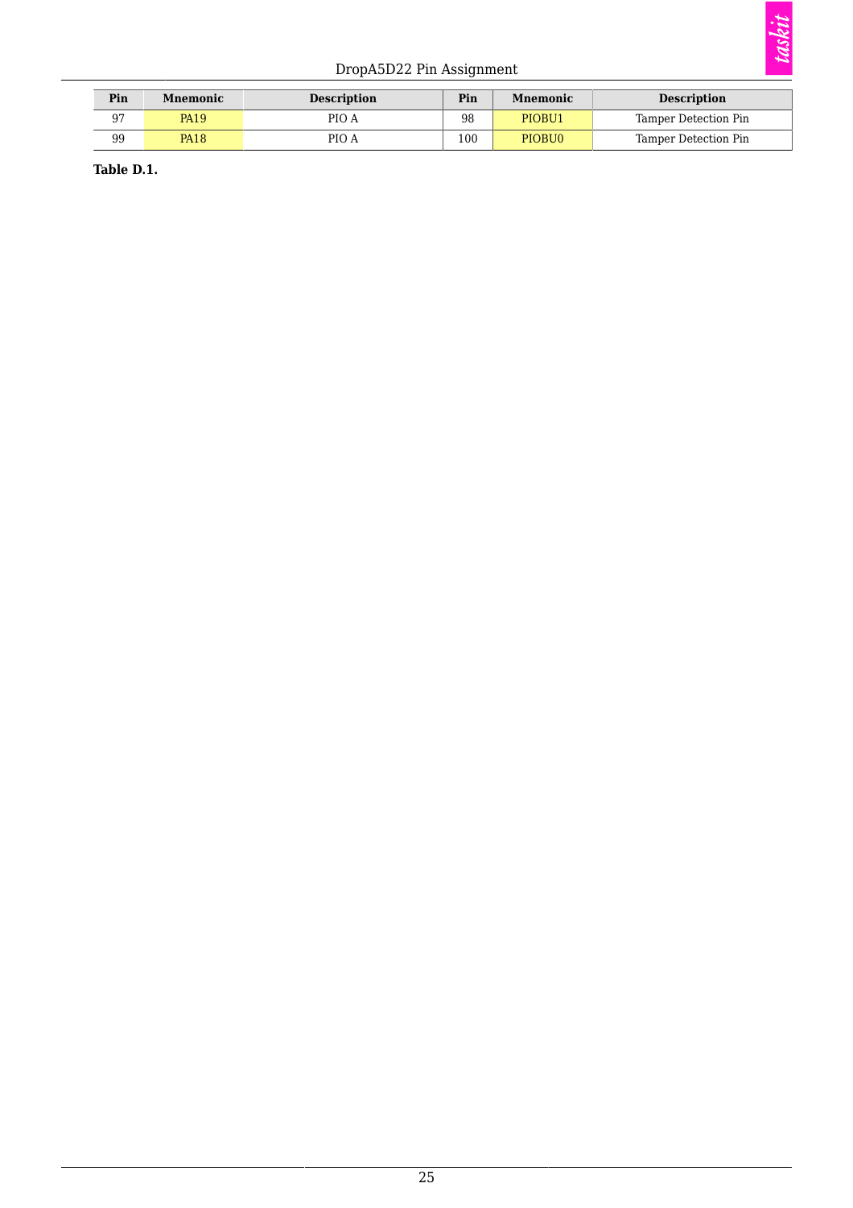| Pin | Mnemonic | Description | Pin | Mnemonic | Description |
|---|---|---|---|---|---|
| 97 | PA19 | PIO A | 98 | PIOBU1 | Tamper Detection Pin |
| 99 | PA18 | PIO A | 100 | PIOBU0 | Tamper Detection Pin |

**Table D.1.**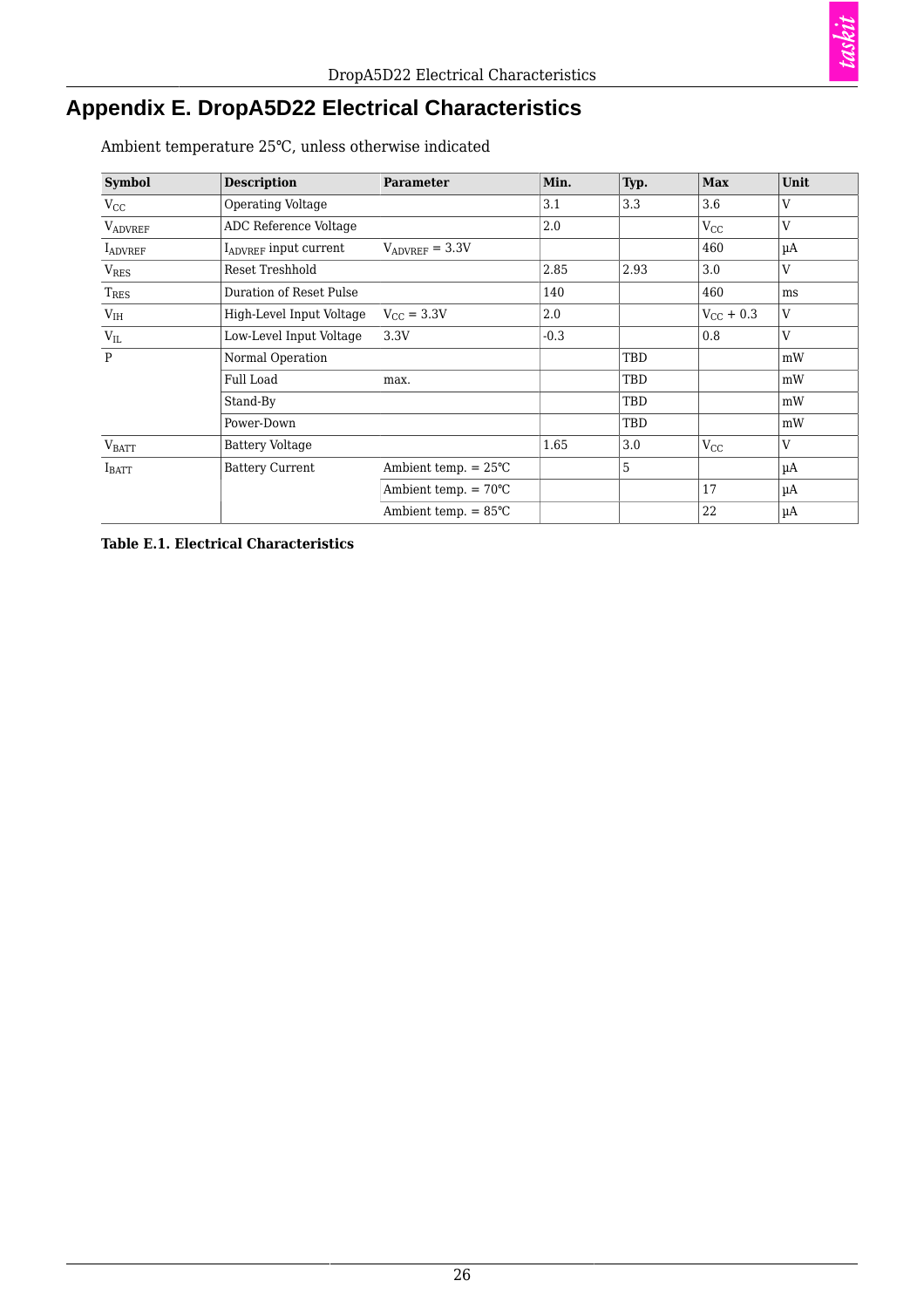# Appendix E. DropA5D22 Electrical Characteristics

Ambient temperature 25°C, unless otherwise indicated

| Symbol | Description | Parameter | Min. | Typ. | Max | Unit |
|---|---|---|---|---|---|---|
| $V_{CC}$ | Operating Voltage | | 3.1 | 3.3 | 3.6 | V |
| $V_{ADVREF}$ | ADC Reference Voltage | | 2.0 | | $V_{CC}$ | V |
| $I_{ADVREF}$ | $I_{ADVREF}$ input current | $V_{ADVREF}$ = 3.3V | | | 460 | µA |
| $V_{RES}$ | Reset Treshhold | | 2.85 | 2.93 | 3.0 | V |
| $T_{RES}$ | Duration of Reset Pulse | | 140 | | 460 | ms |
| $V_{IH}$ | High-Level Input Voltage | $V_{CC}$ = 3.3V | 2.0 | | $V_{CC}$ + 0.3 | V |
| $V_{IL}$ | Low-Level Input Voltage | 3.3V | -0.3 | | 0.8 | V |
| P | Normal Operation | | | TBD | | mW |
| | Full Load | max. | | TBD | | mW |
| | Stand-By | | | TBD | | mW |
| | Power-Down | | | TBD | | mW |
| $V_{BATT}$ | Battery Voltage | | 1.65 | 3.0 | $V_{CC}$ | V |
| $I_{BATT}$ | Battery Current | Ambient temp. = 25°C | | 5 | | µA |
| | | Ambient temp. = 70°C | | | 17 | µA |
| | | Ambient temp. = 85°C | | | 22 | µA |

**Table E.1. Electrical Characteristics**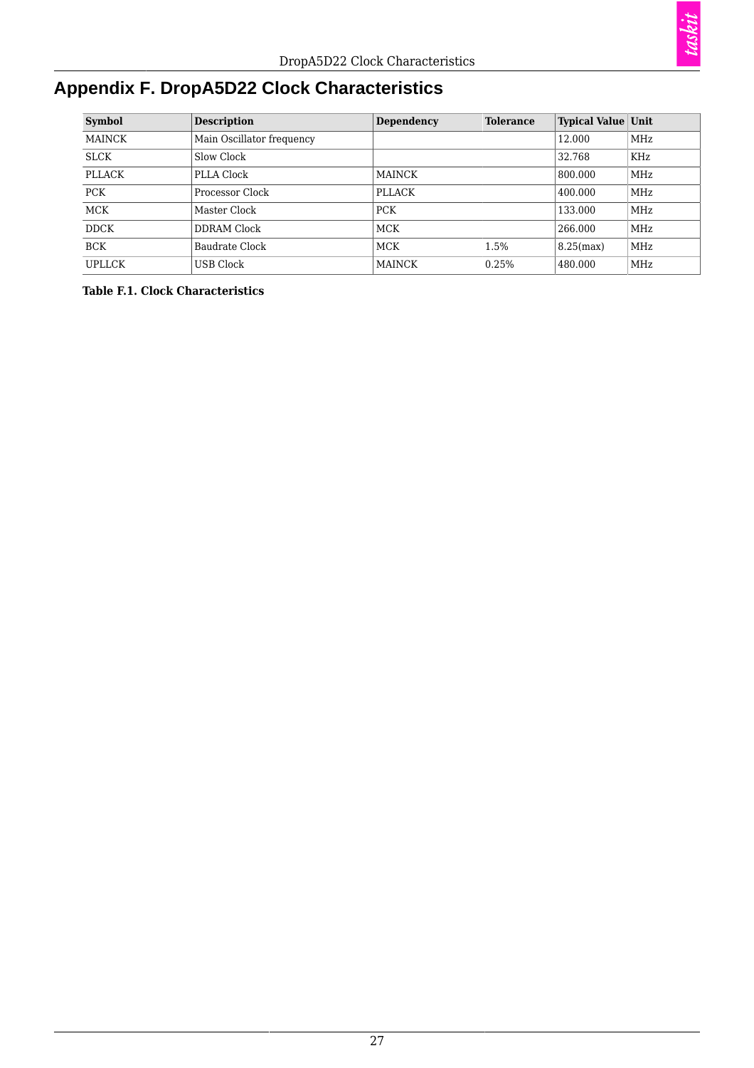# Appendix F. DropA5D22 Clock Characteristics

| Symbol | Description | Dependency | Tolerance | Typical Value | Unit |
|---|---|---|---|---|---|
| MAINCK | Main Oscillator frequency | | | 12.000 | MHz |
| SLCK | Slow Clock | | | 32.768 | KHz |
| PLLACK | PLLA Clock | MAINCK | | 800.000 | MHz |
| PCK | Processor Clock | PLLACK | | 400.000 | MHz |
| MCK | Master Clock | PCK | | 133.000 | MHz |
| DDCK | DDRAM Clock | MCK | | 266.000 | MHz |
| BCK | Baudrate Clock | MCK | 1.5% | 8.25(max) | MHz |
| UPLLCK | USB Clock | MAINCK | 0.25% | 480.000 | MHz |

**Table F.1. Clock Characteristics**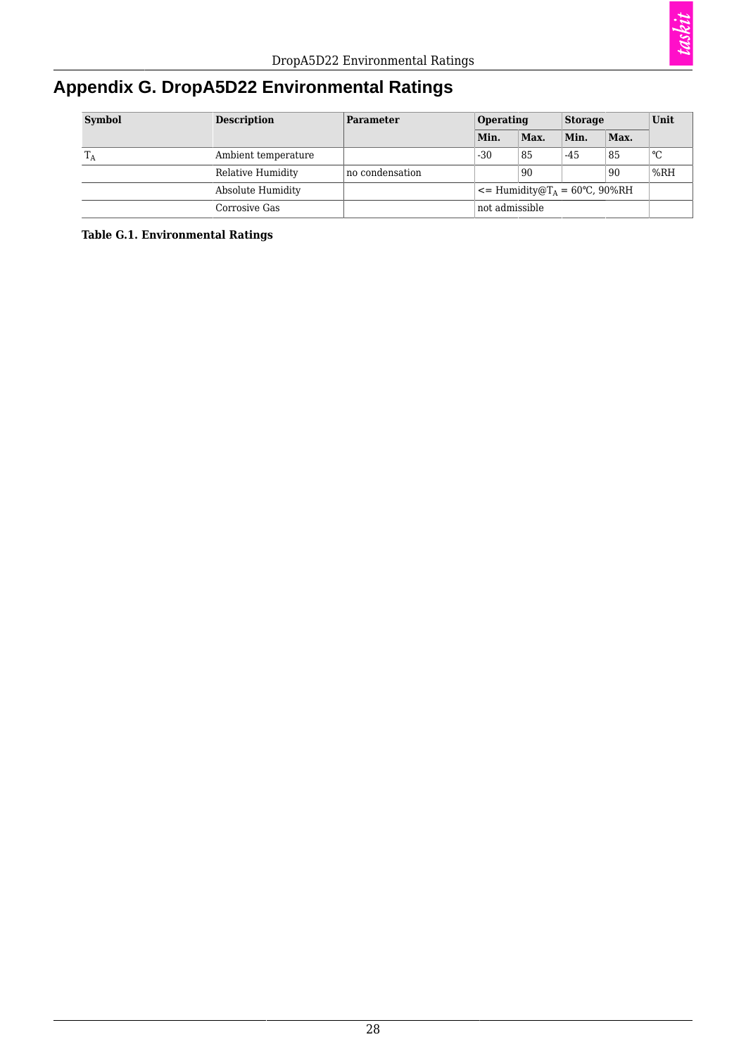# Appendix G. DropA5D22 Environmental Ratings

| Symbol | Description | Parameter | Operating | | Storage | | Unit |
|---|---|---|---|---|---|---|---|
| | | | Min. | Max. | Min. | Max. | |
| $T_A$ | Ambient temperature | | -30 | 85 | -45 | 85 | °C |
| | Relative Humidity | no condensation | | 90 | | 90 | %RH |
| | Absolute Humidity | | <= Humidity@$T_A$ = 60°C, 90%RH | | | | |
| | Corrosive Gas | | not admissible | | | | |

**Table G.1. Environmental Ratings**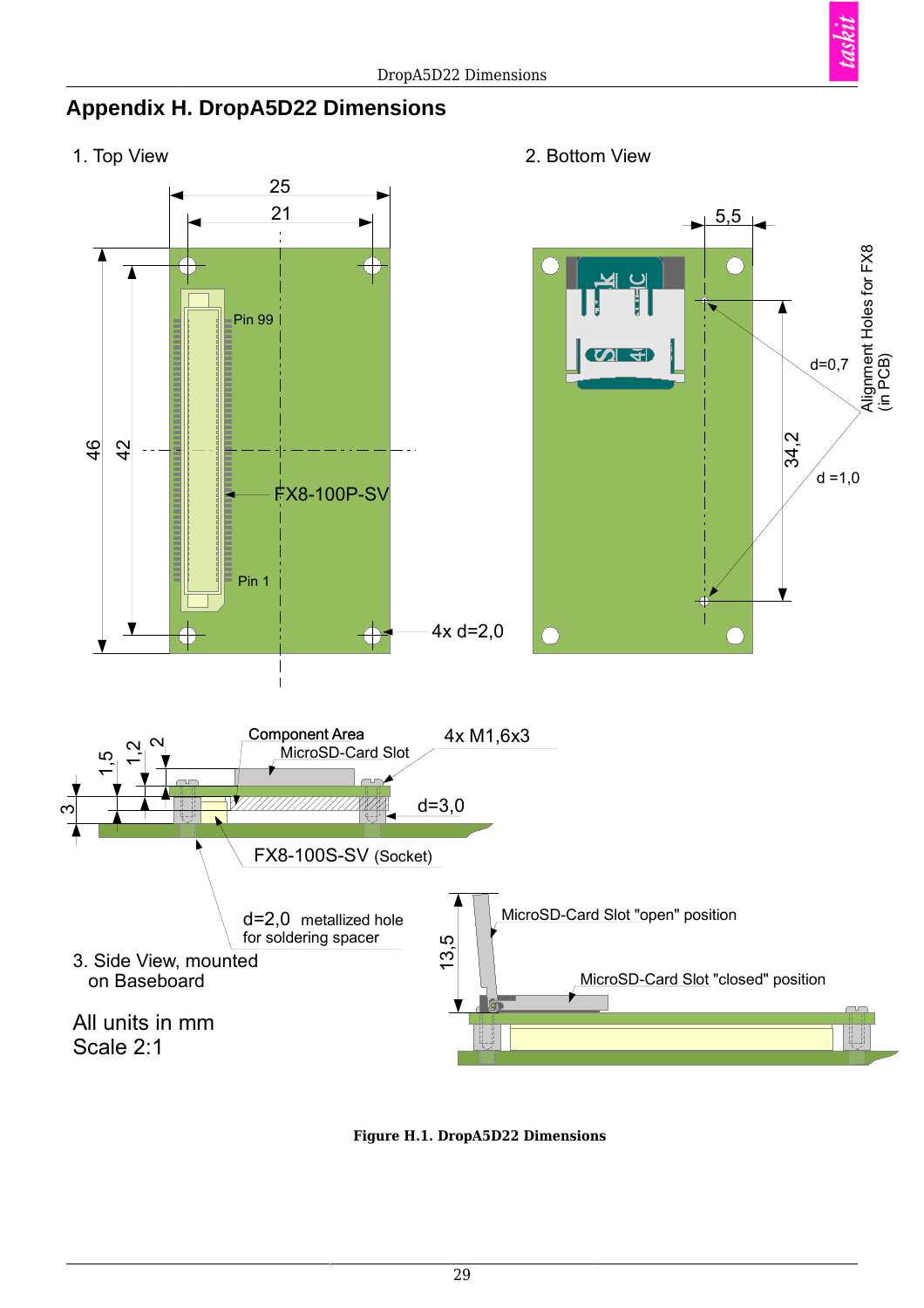# Appendix H. DropA5D22 Dimensions

1. Top View

25

21

46

42

Pin 99

FX8-100P-SV

Pin 1

4x d=2,0

2. Bottom View

5,5

d=0,7

Alignment Holes for FX8 (in PCB)

34,2

d =1,0

Component Area

MicroSD-Card Slot

4x M1,6x3

1,5

1,2

2

3

d=3,0

FX8-100S-SV (Socket)

d=2,0 metallized hole for soldering spacer

3. Side View, mounted on Baseboard

13,5

MicroSD-Card Slot "open" position

MicroSD-Card Slot "closed" position

All units in mm

Scale 2:1

**Figure H.1. DropA5D22 Dimensions**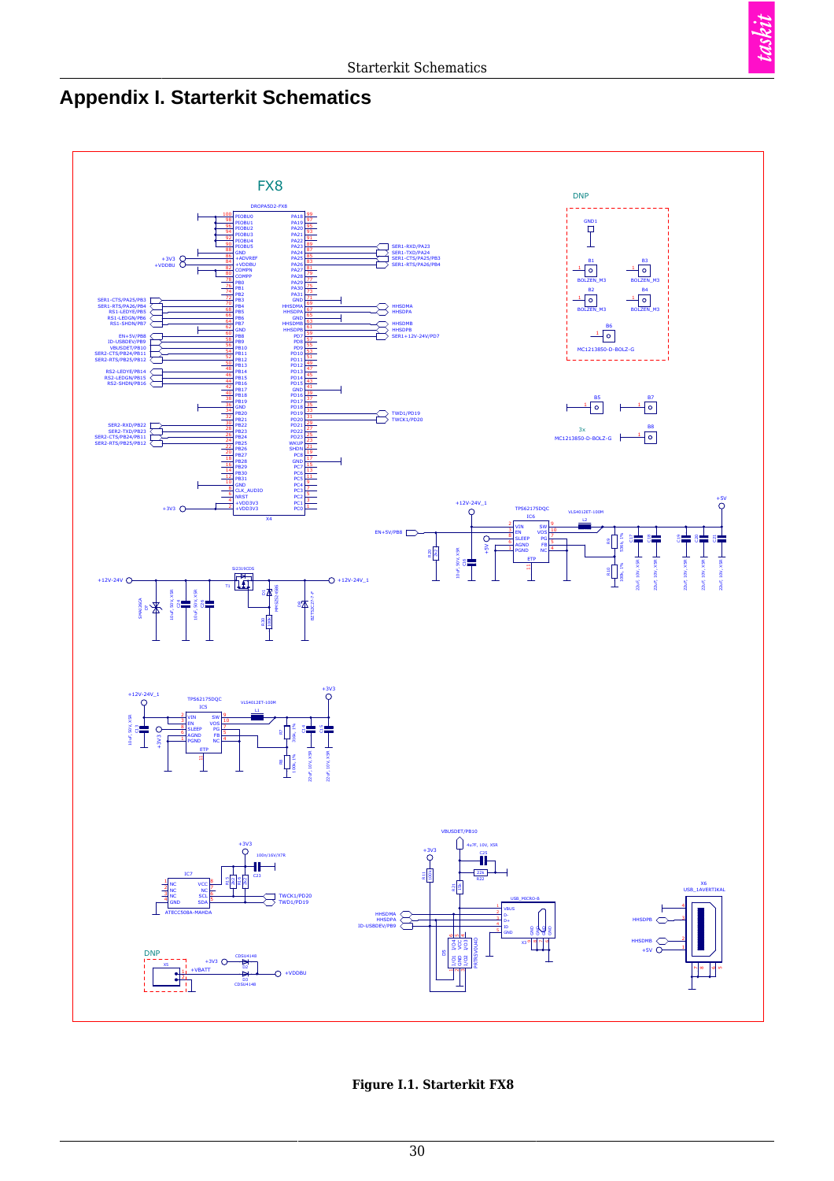# Appendix I. Starterkit Schematics

**Figure I.1. Starterkit FX8**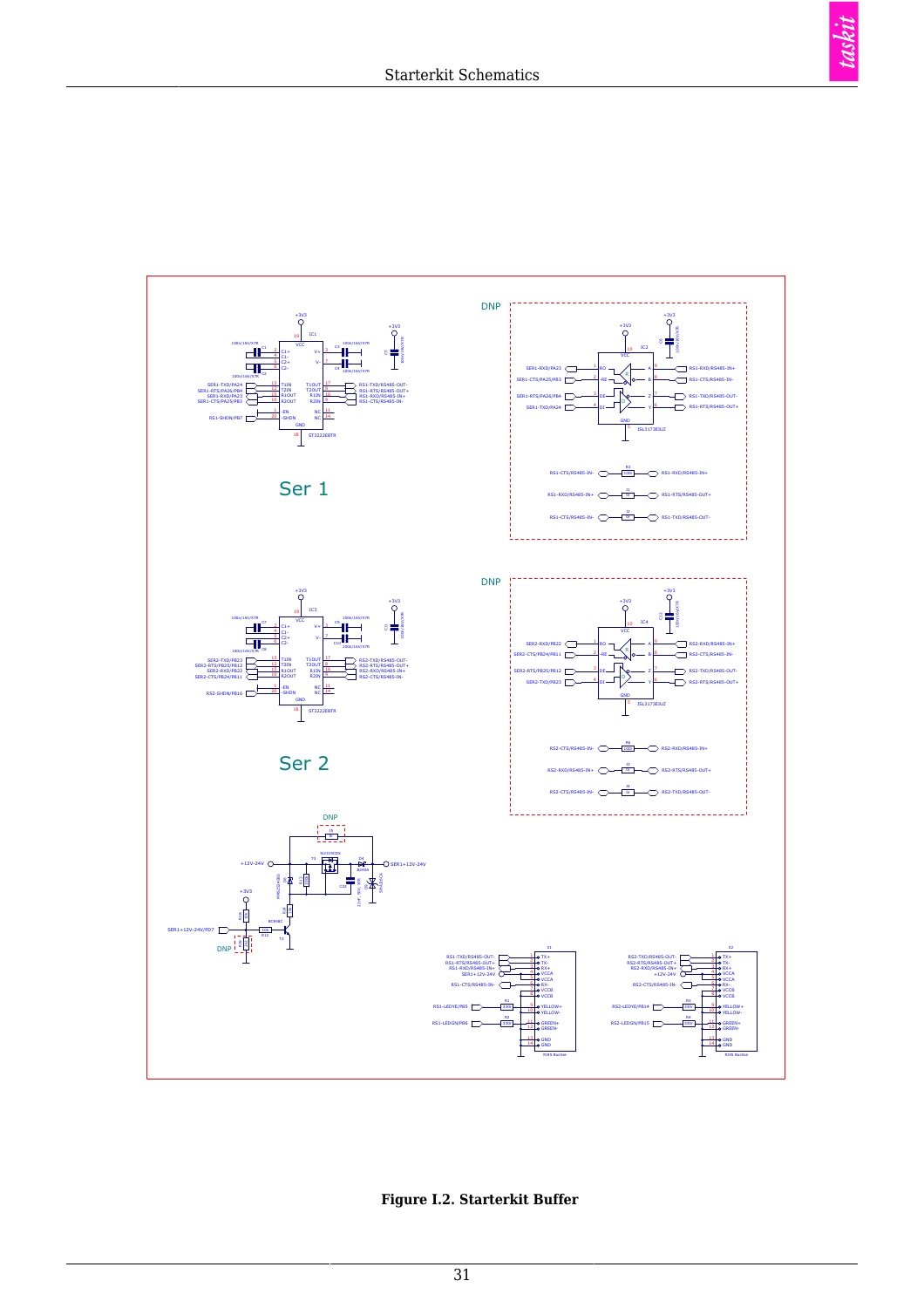**Figure I.2. Starterkit Buffer**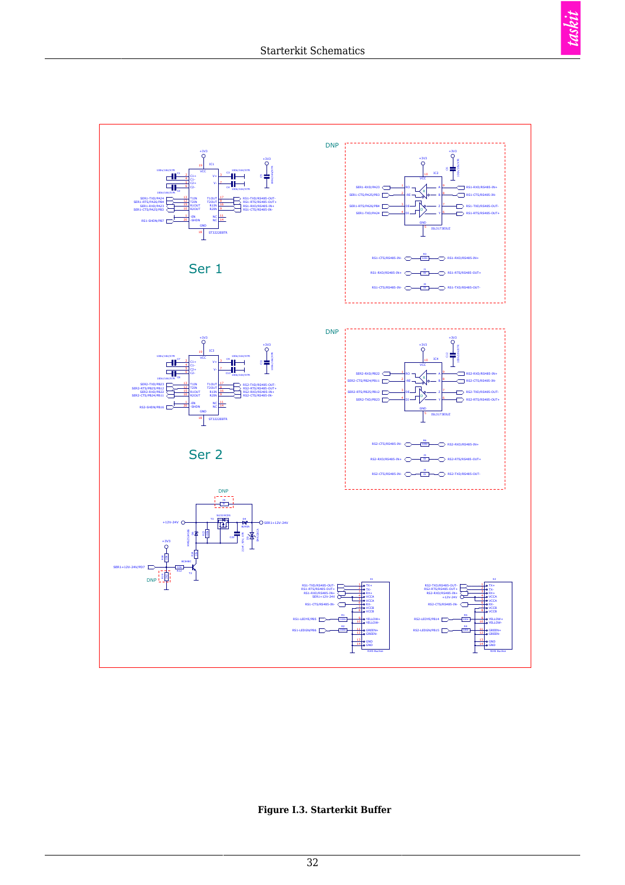Figure I.3. Starterkit Buffer